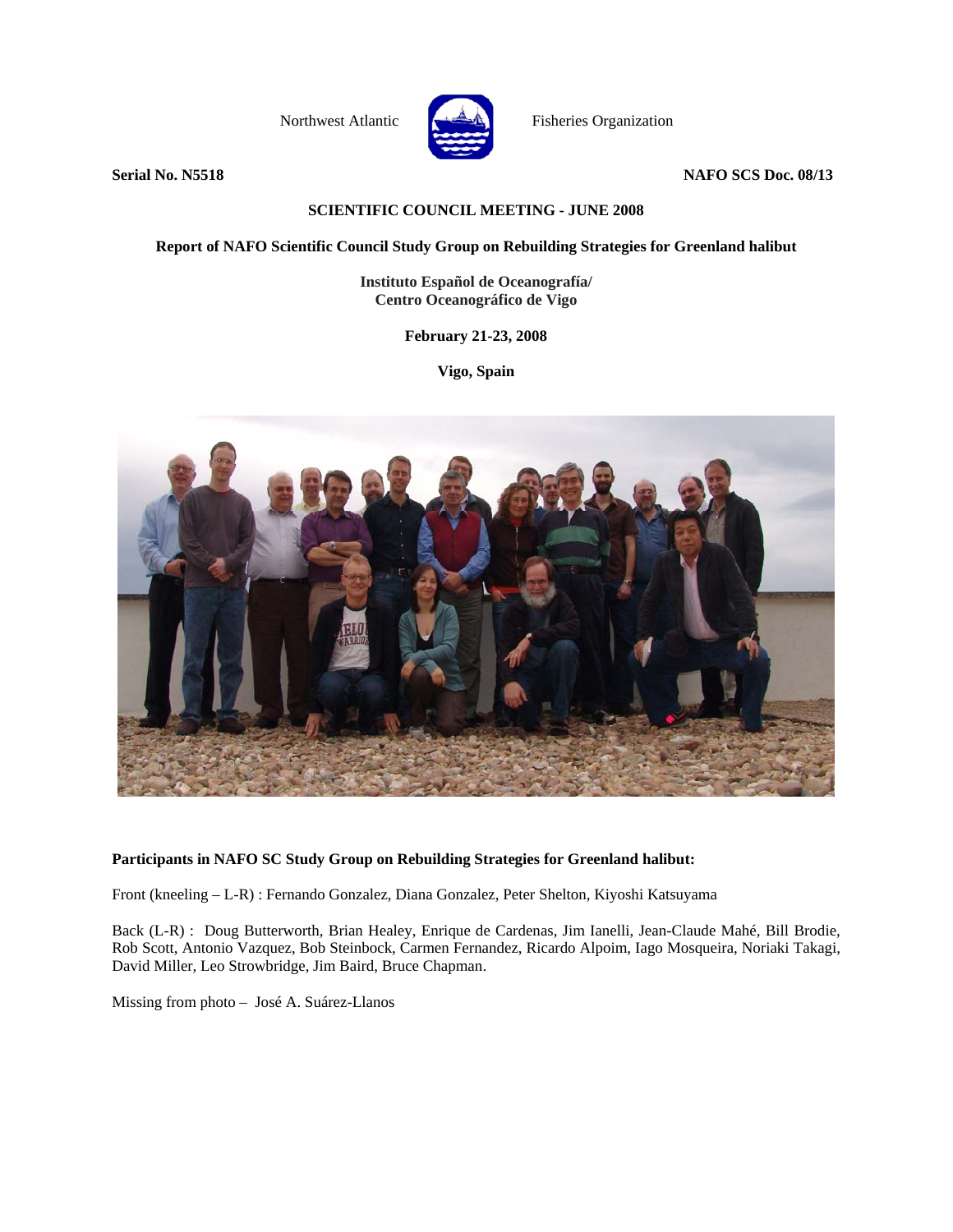Northwest Atlantic Fisheries Organization

**Serial No. N5518** **NAFO SCS Doc. 08/13**

**SCIENTIFIC COUNCIL MEETING - JUNE 2008**

**Report of NAFO Scientific Council Study Group on Rebuilding Strategies for Greenland halibut**

**Instituto Español de Oceanografía/**
**Centro Oceanográfico de Vigo**

**February 21-23, 2008**

**Vigo, Spain**

**Participants in NAFO SC Study Group on Rebuilding Strategies for Greenland halibut:**

Front (kneeling – L-R) : Fernando Gonzalez, Diana Gonzalez, Peter Shelton, Kiyoshi Katsuyama

Back (L-R) : Doug Butterworth, Brian Healey, Enrique de Cardenas, Jim Ianelli, Jean-Claude Mahé, Bill Brodie, Rob Scott, Antonio Vazquez, Bob Steinbock, Carmen Fernandez, Ricardo Alpoim, Iago Mosqueira, Noriaki Takagi, David Miller, Leo Strowbridge, Jim Baird, Bruce Chapman.

Missing from photo – José A. Suárez-Llanos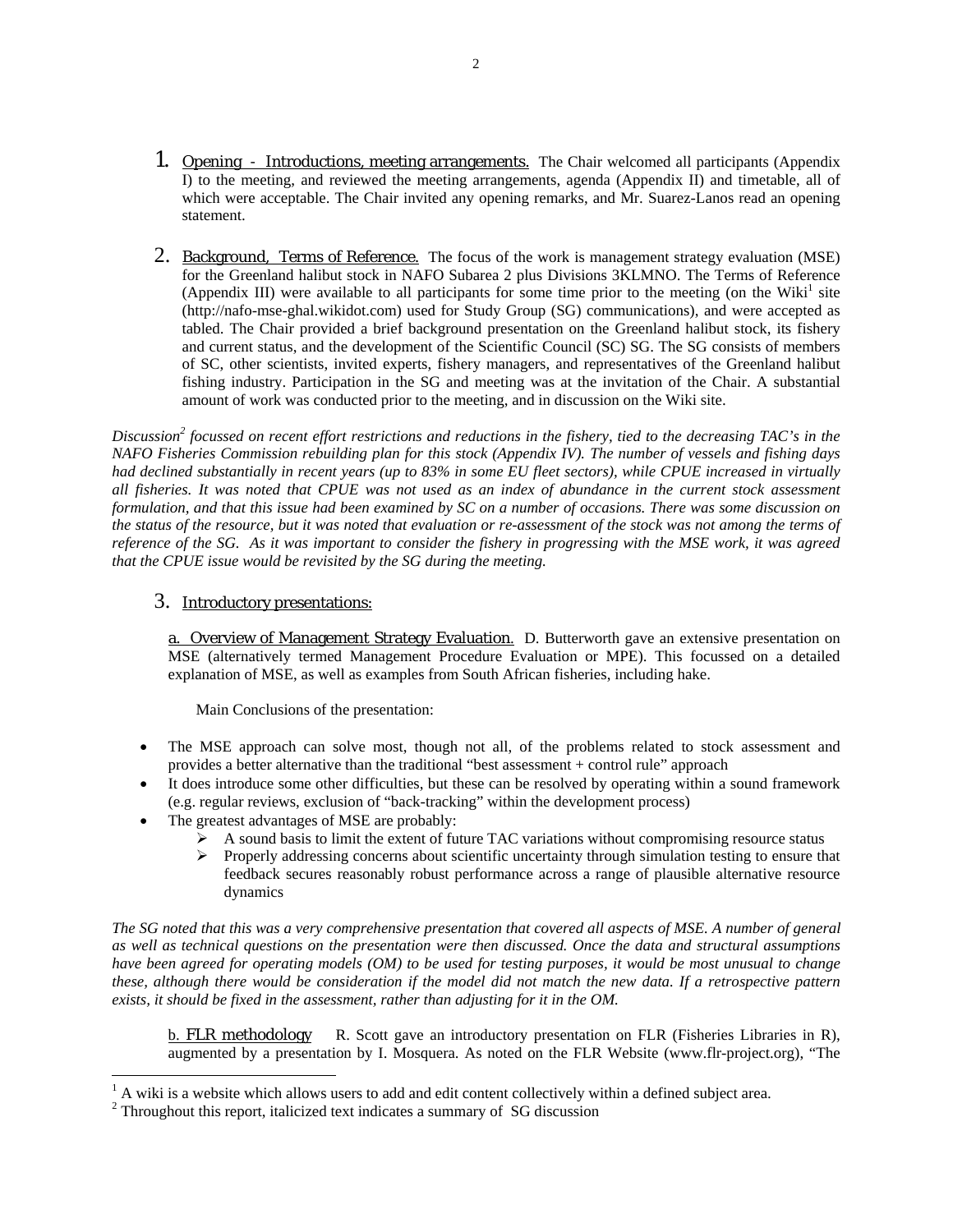1. <u>Opening - Introductions, meeting arrangements.</u> The Chair welcomed all participants (Appendix I) to the meeting, and reviewed the meeting arrangements, agenda (Appendix II) and timetable, all of which were acceptable. The Chair invited any opening remarks, and Mr. Suarez-Lanos read an opening statement.

2. <u>Background, Terms of Reference.</u> The focus of the work is management strategy evaluation (MSE) for the Greenland halibut stock in NAFO Subarea 2 plus Divisions 3KLMNO. The Terms of Reference (Appendix III) were available to all participants for some time prior to the meeting (on the Wiki[1] site (http://nafo-mse-ghal.wikidot.com) used for Study Group (SG) communications), and were accepted as tabled. The Chair provided a brief background presentation on the Greenland halibut stock, its fishery and current status, and the development of the Scientific Council (SC) SG. The SG consists of members of SC, other scientists, invited experts, fishery managers, and representatives of the Greenland halibut fishing industry. Participation in the SG and meeting was at the invitation of the Chair. A substantial amount of work was conducted prior to the meeting, and in discussion on the Wiki site.

*Discussion[2] focussed on recent effort restrictions and reductions in the fishery, tied to the decreasing TAC's in the NAFO Fisheries Commission rebuilding plan for this stock (Appendix IV). The number of vessels and fishing days had declined substantially in recent years (up to 83% in some EU fleet sectors), while CPUE increased in virtually all fisheries. It was noted that CPUE was not used as an index of abundance in the current stock assessment formulation, and that this issue had been examined by SC on a number of occasions. There was some discussion on the status of the resource, but it was noted that evaluation or re-assessment of the stock was not among the terms of reference of the SG. As it was important to consider the fishery in progressing with the MSE work, it was agreed that the CPUE issue would be revisited by the SG during the meeting.*

3. <u>Introductory presentations:</u>

<u>a. Overview of Management Strategy Evaluation</u>. D. Butterworth gave an extensive presentation on MSE (alternatively termed Management Procedure Evaluation or MPE). This focussed on a detailed explanation of MSE, as well as examples from South African fisheries, including hake.

Main Conclusions of the presentation:

- The MSE approach can solve most, though not all, of the problems related to stock assessment and provides a better alternative than the traditional "best assessment + control rule" approach
- It does introduce some other difficulties, but these can be resolved by operating within a sound framework (e.g. regular reviews, exclusion of "back-tracking" within the development process)
- The greatest advantages of MSE are probably:
  - A sound basis to limit the extent of future TAC variations without compromising resource status
  - Properly addressing concerns about scientific uncertainty through simulation testing to ensure that feedback secures reasonably robust performance across a range of plausible alternative resource dynamics

*The SG noted that this was a very comprehensive presentation that covered all aspects of MSE. A number of general as well as technical questions on the presentation were then discussed. Once the data and structural assumptions have been agreed for operating models (OM) to be used for testing purposes, it would be most unusual to change these, although there would be consideration if the model did not match the new data. If a retrospective pattern exists, it should be fixed in the assessment, rather than adjusting for it in the OM.*

<u>b. FLR methodology</u> R. Scott gave an introductory presentation on FLR (Fisheries Libraries in R), augmented by a presentation by I. Mosquera. As noted on the FLR Website (www.flr-project.org), "The

[1] A wiki is a website which allows users to add and edit content collectively within a defined subject area.

[2] Throughout this report, italicized text indicates a summary of SG discussion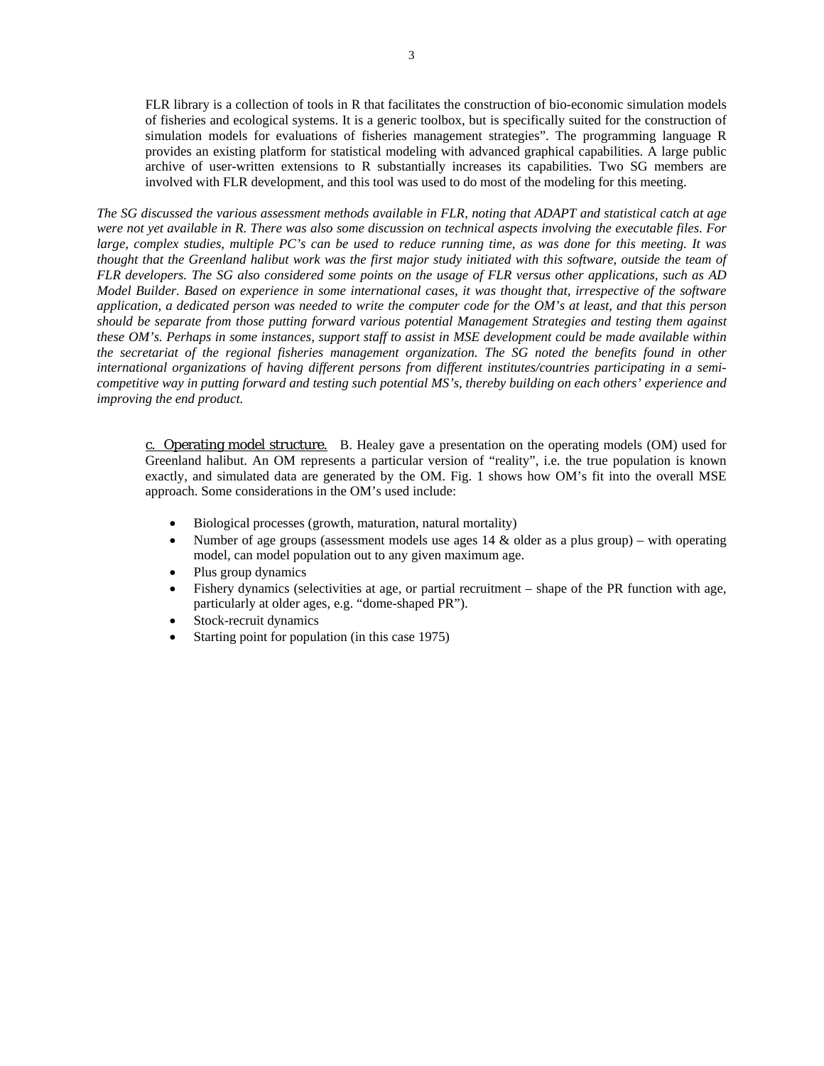FLR library is a collection of tools in R that facilitates the construction of bio-economic simulation models of fisheries and ecological systems. It is a generic toolbox, but is specifically suited for the construction of simulation models for evaluations of fisheries management strategies". The programming language R provides an existing platform for statistical modeling with advanced graphical capabilities. A large public archive of user-written extensions to R substantially increases its capabilities. Two SG members are involved with FLR development, and this tool was used to do most of the modeling for this meeting.

*The SG discussed the various assessment methods available in FLR, noting that ADAPT and statistical catch at age were not yet available in R. There was also some discussion on technical aspects involving the executable files. For large, complex studies, multiple PC's can be used to reduce running time, as was done for this meeting. It was thought that the Greenland halibut work was the first major study initiated with this software, outside the team of FLR developers. The SG also considered some points on the usage of FLR versus other applications, such as AD Model Builder. Based on experience in some international cases, it was thought that, irrespective of the software application, a dedicated person was needed to write the computer code for the OM's at least, and that this person should be separate from those putting forward various potential Management Strategies and testing them against these OM's. Perhaps in some instances, support staff to assist in MSE development could be made available within the secretariat of the regional fisheries management organization. The SG noted the benefits found in other international organizations of having different persons from different institutes/countries participating in a semi-competitive way in putting forward and testing such potential MS's, thereby building on each others' experience and improving the end product.*

<u>c. Operating model structure.</u> B. Healey gave a presentation on the operating models (OM) used for Greenland halibut. An OM represents a particular version of "reality", i.e. the true population is known exactly, and simulated data are generated by the OM. Fig. 1 shows how OM's fit into the overall MSE approach. Some considerations in the OM's used include:

- Biological processes (growth, maturation, natural mortality)
- Number of age groups (assessment models use ages 14 & older as a plus group) – with operating model, can model population out to any given maximum age.
- Plus group dynamics
- Fishery dynamics (selectivities at age, or partial recruitment – shape of the PR function with age, particularly at older ages, e.g. "dome-shaped PR").
- Stock-recruit dynamics
- Starting point for population (in this case 1975)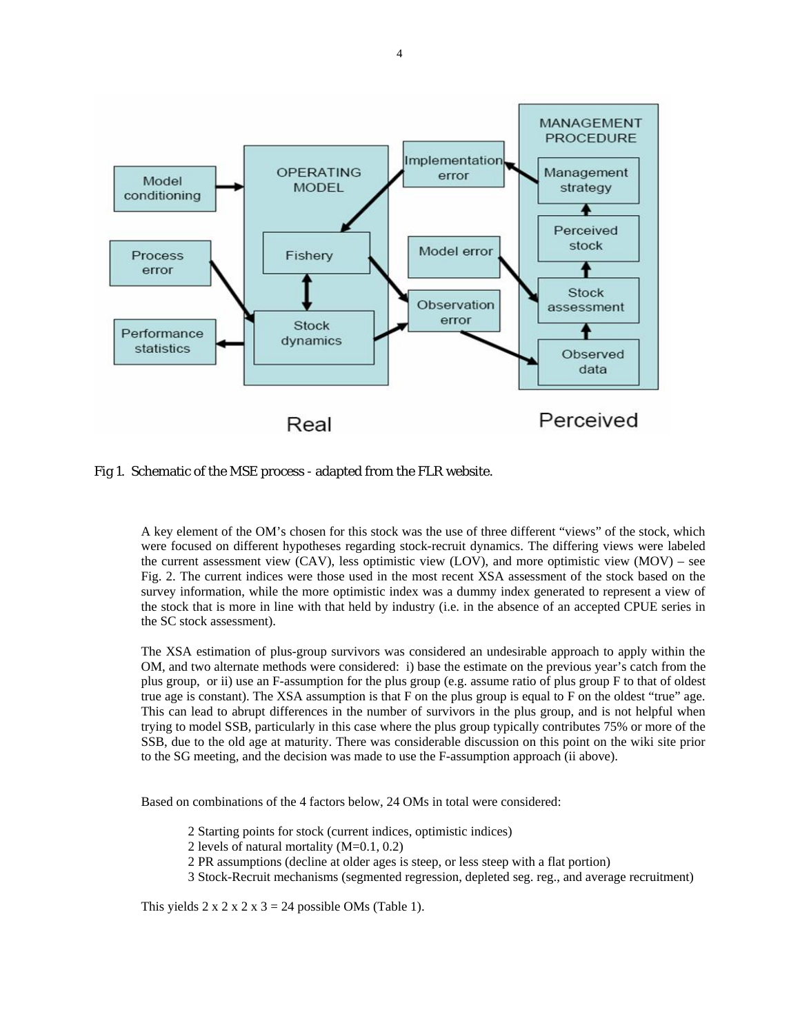Fig 1. Schematic of the MSE process - adapted from the FLR website.

A key element of the OM's chosen for this stock was the use of three different "views" of the stock, which were focused on different hypotheses regarding stock-recruit dynamics. The differing views were labeled the current assessment view (CAV), less optimistic view (LOV), and more optimistic view (MOV) – see Fig. 2. The current indices were those used in the most recent XSA assessment of the stock based on the survey information, while the more optimistic index was a dummy index generated to represent a view of the stock that is more in line with that held by industry (i.e. in the absence of an accepted CPUE series in the SC stock assessment).

The XSA estimation of plus-group survivors was considered an undesirable approach to apply within the OM, and two alternate methods were considered: i) base the estimate on the previous year's catch from the plus group, or ii) use an F-assumption for the plus group (e.g. assume ratio of plus group F to that of oldest true age is constant). The XSA assumption is that F on the plus group is equal to F on the oldest "true" age. This can lead to abrupt differences in the number of survivors in the plus group, and is not helpful when trying to model SSB, particularly in this case where the plus group typically contributes 75% or more of the SSB, due to the old age at maturity. There was considerable discussion on this point on the wiki site prior to the SG meeting, and the decision was made to use the F-assumption approach (ii above).

Based on combinations of the 4 factors below, 24 OMs in total were considered:

- 2 Starting points for stock (current indices, optimistic indices)
- 2 levels of natural mortality (M=0.1, 0.2)
- 2 PR assumptions (decline at older ages is steep, or less steep with a flat portion)
- 3 Stock-Recruit mechanisms (segmented regression, depleted seg. reg., and average recruitment)

This yields 2 x 2 x 2 x 3 = 24 possible OMs (Table 1).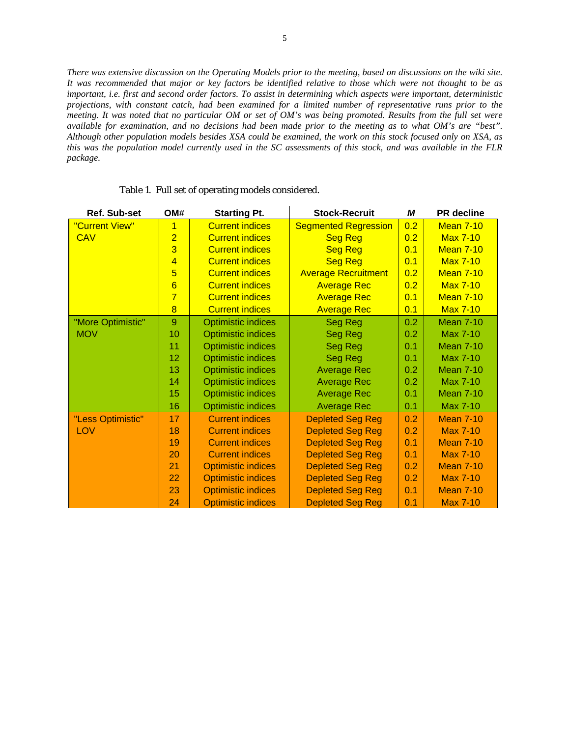*There was extensive discussion on the Operating Models prior to the meeting, based on discussions on the wiki site. It was recommended that major or key factors be identified relative to those which were not thought to be as important, i.e. first and second order factors. To assist in determining which aspects were important, deterministic projections, with constant catch, had been examined for a limited number of representative runs prior to the meeting. It was noted that no particular OM or set of OM's was being promoted. Results from the full set were available for examination, and no decisions had been made prior to the meeting as to what OM's are "best". Although other population models besides XSA could be examined, the work on this stock focused only on XSA, as this was the population model currently used in the SC assessments of this stock, and was available in the FLR package.*

Table 1. Full set of operating models considered.

| Ref. Sub-set | OM# | Starting Pt. | Stock-Recruit | *M* | PR decline |
|---|---|---|---|---|---|
| "Current View" CAV | 1 | Current indices | Segmented Regression | 0.2 | Mean 7-10 |
| | 2 | Current indices | Seg Reg | 0.2 | Max 7-10 |
| | 3 | Current indices | Seg Reg | 0.1 | Mean 7-10 |
| | 4 | Current indices | Seg Reg | 0.1 | Max 7-10 |
| | 5 | Current indices | Average Recruitment | 0.2 | Mean 7-10 |
| | 6 | Current indices | Average Rec | 0.2 | Max 7-10 |
| | 7 | Current indices | Average Rec | 0.1 | Mean 7-10 |
| | 8 | Current indices | Average Rec | 0.1 | Max 7-10 |
| "More Optimistic" MOV | 9 | Optimistic indices | Seg Reg | 0.2 | Mean 7-10 |
| | 10 | Optimistic indices | Seg Reg | 0.2 | Max 7-10 |
| | 11 | Optimistic indices | Seg Reg | 0.1 | Mean 7-10 |
| | 12 | Optimistic indices | Seg Reg | 0.1 | Max 7-10 |
| | 13 | Optimistic indices | Average Rec | 0.2 | Mean 7-10 |
| | 14 | Optimistic indices | Average Rec | 0.2 | Max 7-10 |
| | 15 | Optimistic indices | Average Rec | 0.1 | Mean 7-10 |
| | 16 | Optimistic indices | Average Rec | 0.1 | Max 7-10 |
| "Less Optimistic" LOV | 17 | Current indices | Depleted Seg Reg | 0.2 | Mean 7-10 |
| | 18 | Current indices | Depleted Seg Reg | 0.2 | Max 7-10 |
| | 19 | Current indices | Depleted Seg Reg | 0.1 | Mean 7-10 |
| | 20 | Current indices | Depleted Seg Reg | 0.1 | Max 7-10 |
| | 21 | Optimistic indices | Depleted Seg Reg | 0.2 | Mean 7-10 |
| | 22 | Optimistic indices | Depleted Seg Reg | 0.2 | Max 7-10 |
| | 23 | Optimistic indices | Depleted Seg Reg | 0.1 | Mean 7-10 |
| | 24 | Optimistic indices | Depleted Seg Reg | 0.1 | Max 7-10 |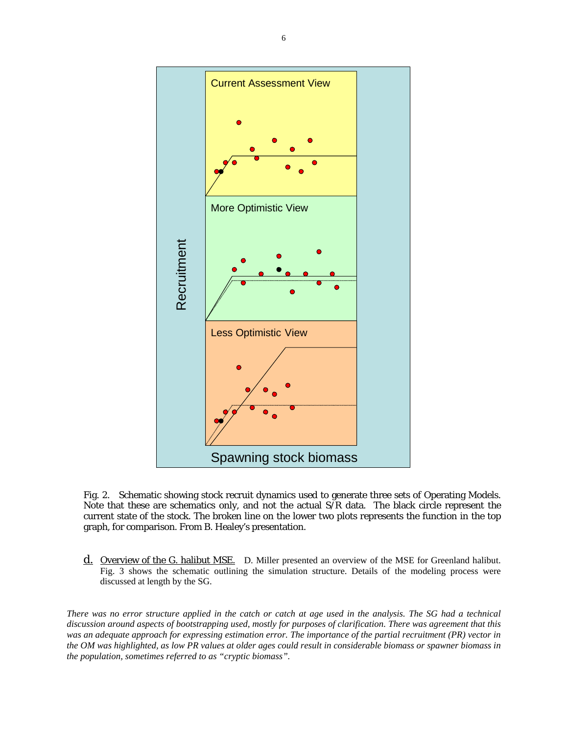Fig. 2. Schematic showing stock recruit dynamics used to generate three sets of Operating Models. Note that these are schematics only, and not the actual S/R data. The black circle represent the current state of the stock. The broken line on the lower two plots represents the function in the top graph, for comparison. From B. Healey's presentation.

d. Overview of the G. halibut MSE. D. Miller presented an overview of the MSE for Greenland halibut. Fig. 3 shows the schematic outlining the simulation structure. Details of the modeling process were discussed at length by the SG.

*There was no error structure applied in the catch or catch at age used in the analysis. The SG had a technical discussion around aspects of bootstrapping used, mostly for purposes of clarification. There was agreement that this was an adequate approach for expressing estimation error. The importance of the partial recruitment (PR) vector in the OM was highlighted, as low PR values at older ages could result in considerable biomass or spawner biomass in the population, sometimes referred to as "cryptic biomass".*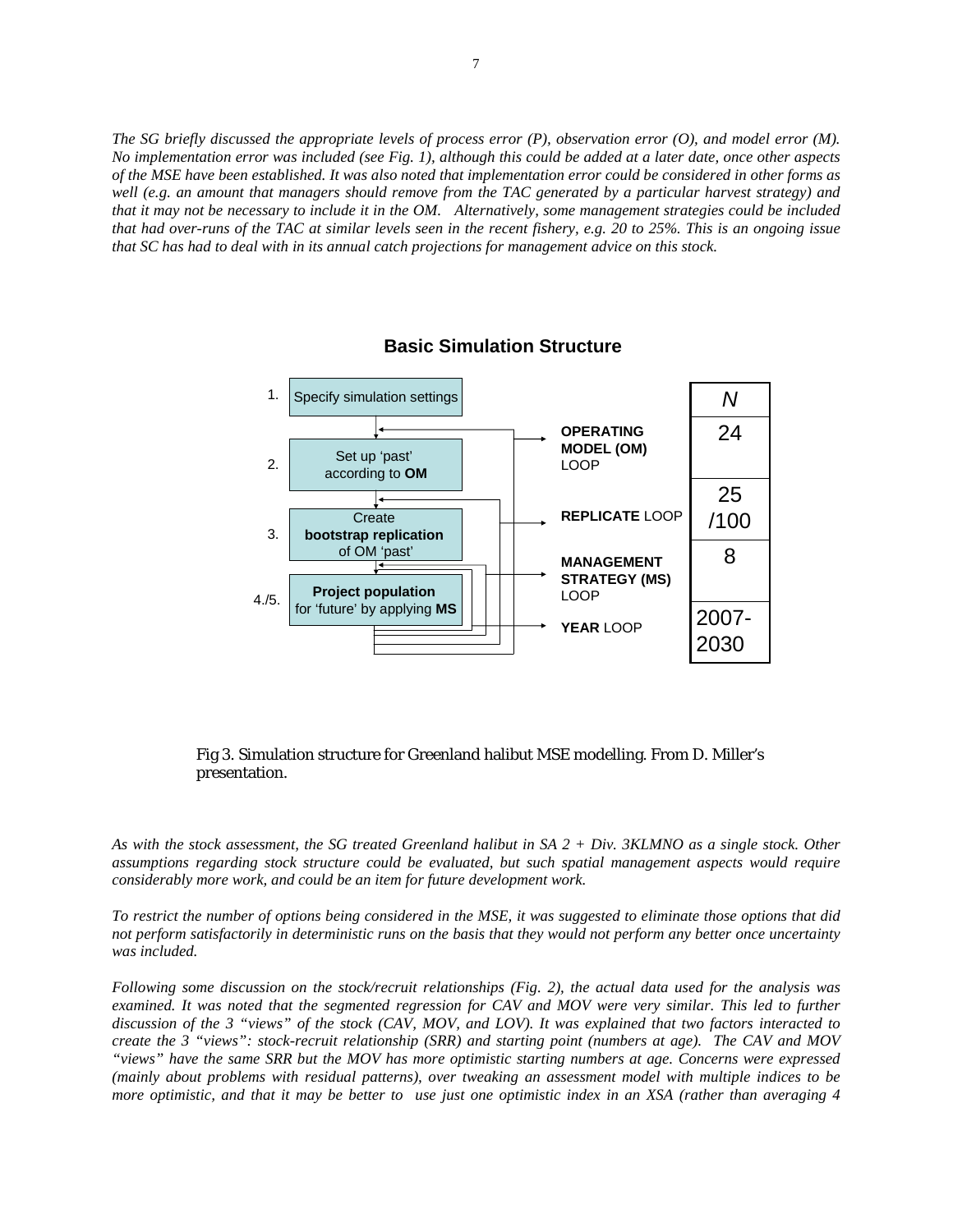*The SG briefly discussed the appropriate levels of process error (P), observation error (O), and model error (M). No implementation error was included (see Fig. 1), although this could be added at a later date, once other aspects of the MSE have been established. It was also noted that implementation error could be considered in other forms as well (e.g. an amount that managers should remove from the TAC generated by a particular harvest strategy) and that it may not be necessary to include it in the OM. Alternatively, some management strategies could be included that had over-runs of the TAC at similar levels seen in the recent fishery, e.g. 20 to 25%. This is an ongoing issue that SC has had to deal with in its annual catch projections for management advice on this stock.*

**Basic Simulation Structure**

1. Specify simulation settings
2. Set up 'past' according to **OM**
3. Create **bootstrap replication** of OM 'past'
4./5. **Project population** for 'future' by applying **MS**

| Loop | N |
| --- | --- |
| **OPERATING MODEL (OM)** LOOP | 24 |
| **REPLICATE** LOOP | 25 /100 |
| **MANAGEMENT STRATEGY (MS)** LOOP | 8 |
| **YEAR** LOOP | 2007-2030 |

Fig 3. Simulation structure for Greenland halibut MSE modelling. From D. Miller's presentation.

*As with the stock assessment, the SG treated Greenland halibut in SA 2 + Div. 3KLMNO as a single stock. Other assumptions regarding stock structure could be evaluated, but such spatial management aspects would require considerably more work, and could be an item for future development work.*

*To restrict the number of options being considered in the MSE, it was suggested to eliminate those options that did not perform satisfactorily in deterministic runs on the basis that they would not perform any better once uncertainty was included.*

*Following some discussion on the stock/recruit relationships (Fig. 2), the actual data used for the analysis was examined. It was noted that the segmented regression for CAV and MOV were very similar. This led to further discussion of the 3 "views" of the stock (CAV, MOV, and LOV). It was explained that two factors interacted to create the 3 "views": stock-recruit relationship (SRR) and starting point (numbers at age). The CAV and MOV "views" have the same SRR but the MOV has more optimistic starting numbers at age. Concerns were expressed (mainly about problems with residual patterns), over tweaking an assessment model with multiple indices to be more optimistic, and that it may be better to use just one optimistic index in an XSA (rather than averaging 4*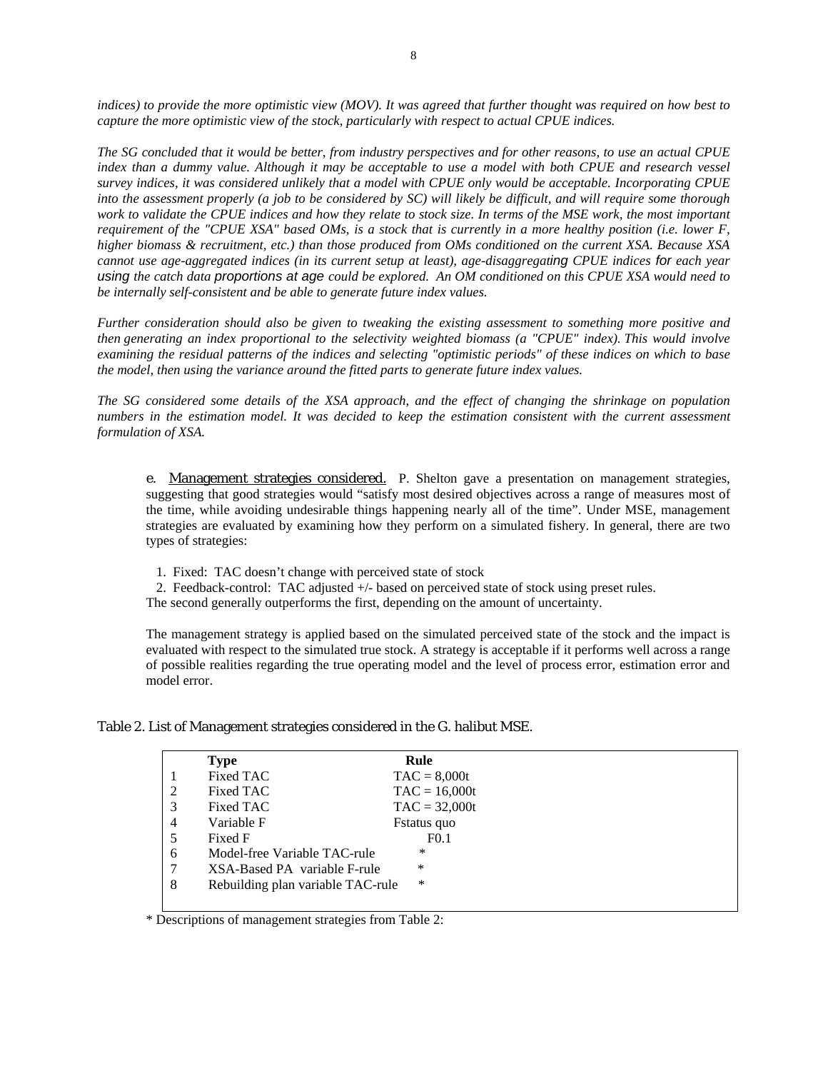*indices) to provide the more optimistic view (MOV). It was agreed that further thought was required on how best to capture the more optimistic view of the stock, particularly with respect to actual CPUE indices.*

*The SG concluded that it would be better, from industry perspectives and for other reasons, to use an actual CPUE index than a dummy value. Although it may be acceptable to use a model with both CPUE and research vessel survey indices, it was considered unlikely that a model with CPUE only would be acceptable. Incorporating CPUE into the assessment properly (a job to be considered by SC) will likely be difficult, and will require some thorough work to validate the CPUE indices and how they relate to stock size. In terms of the MSE work, the most important requirement of the "CPUE XSA" based OMs, is a stock that is currently in a more healthy position (i.e. lower F, higher biomass & recruitment, etc.) than those produced from OMs conditioned on the current XSA. Because XSA cannot use age-aggregated indices (in its current setup at least), age-disaggregating CPUE indices for each year using the catch data proportions at age could be explored. An OM conditioned on this CPUE XSA would need to be internally self-consistent and be able to generate future index values.*

*Further consideration should also be given to tweaking the existing assessment to something more positive and then generating an index proportional to the selectivity weighted biomass (a "CPUE" index). This would involve examining the residual patterns of the indices and selecting "optimistic periods" of these indices on which to base the model, then using the variance around the fitted parts to generate future index values.*

*The SG considered some details of the XSA approach, and the effect of changing the shrinkage on population numbers in the estimation model. It was decided to keep the estimation consistent with the current assessment formulation of XSA.*

e. Management strategies considered. P. Shelton gave a presentation on management strategies, suggesting that good strategies would "satisfy most desired objectives across a range of measures most of the time, while avoiding undesirable things happening nearly all of the time". Under MSE, management strategies are evaluated by examining how they perform on a simulated fishery. In general, there are two types of strategies:

1. Fixed: TAC doesn't change with perceived state of stock
2. Feedback-control: TAC adjusted +/- based on perceived state of stock using preset rules.

The second generally outperforms the first, depending on the amount of uncertainty.

The management strategy is applied based on the simulated perceived state of the stock and the impact is evaluated with respect to the simulated true stock. A strategy is acceptable if it performs well across a range of possible realities regarding the true operating model and the level of process error, estimation error and model error.

Table 2. List of Management strategies considered in the G. halibut MSE.

| | Type | Rule |
|---|---|---|
| 1 | Fixed TAC | TAC = 8,000t |
| 2 | Fixed TAC | TAC = 16,000t |
| 3 | Fixed TAC | TAC = 32,000t |
| 4 | Variable F | Fstatus quo |
| 5 | Fixed F | F0.1 |
| 6 | Model-free Variable TAC-rule | * |
| 7 | XSA-Based PA variable F-rule | * |
| 8 | Rebuilding plan variable TAC-rule | * |

\* Descriptions of management strategies from Table 2: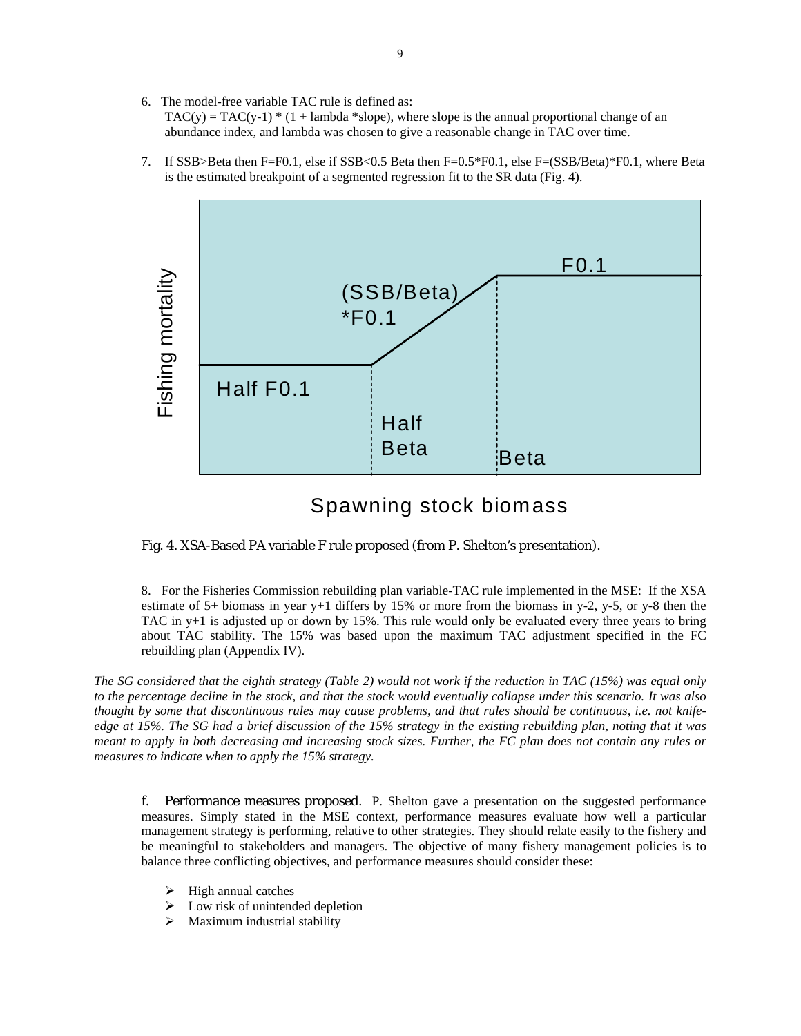6. The model-free variable TAC rule is defined as: $TAC(y) = TAC(y-1) * (1 + lambda * slope)$, where slope is the annual proportional change of an abundance index, and lambda was chosen to give a reasonable change in TAC over time.

7. If SSB>Beta then F=F0.1, else if SSB<0.5 Beta then F=0.5*F0.1, else F=(SSB/Beta)*F0.1, where Beta is the estimated breakpoint of a segmented regression fit to the SR data (Fig. 4).

Fig. 4. XSA-Based PA variable F rule proposed (from P. Shelton's presentation).

8. For the Fisheries Commission rebuilding plan variable-TAC rule implemented in the MSE: If the XSA estimate of 5+ biomass in year y+1 differs by 15% or more from the biomass in y-2, y-5, or y-8 then the TAC in y+1 is adjusted up or down by 15%. This rule would only be evaluated every three years to bring about TAC stability. The 15% was based upon the maximum TAC adjustment specified in the FC rebuilding plan (Appendix IV).

*The SG considered that the eighth strategy (Table 2) would not work if the reduction in TAC (15%) was equal only to the percentage decline in the stock, and that the stock would eventually collapse under this scenario. It was also thought by some that discontinuous rules may cause problems, and that rules should be continuous, i.e. not knife-edge at 15%. The SG had a brief discussion of the 15% strategy in the existing rebuilding plan, noting that it was meant to apply in both decreasing and increasing stock sizes. Further, the FC plan does not contain any rules or measures to indicate when to apply the 15% strategy.*

f. <u>Performance measures proposed.</u> P. Shelton gave a presentation on the suggested performance measures. Simply stated in the MSE context, performance measures evaluate how well a particular management strategy is performing, relative to other strategies. They should relate easily to the fishery and be meaningful to stakeholders and managers. The objective of many fishery management policies is to balance three conflicting objectives, and performance measures should consider these:

- High annual catches
- Low risk of unintended depletion
- Maximum industrial stability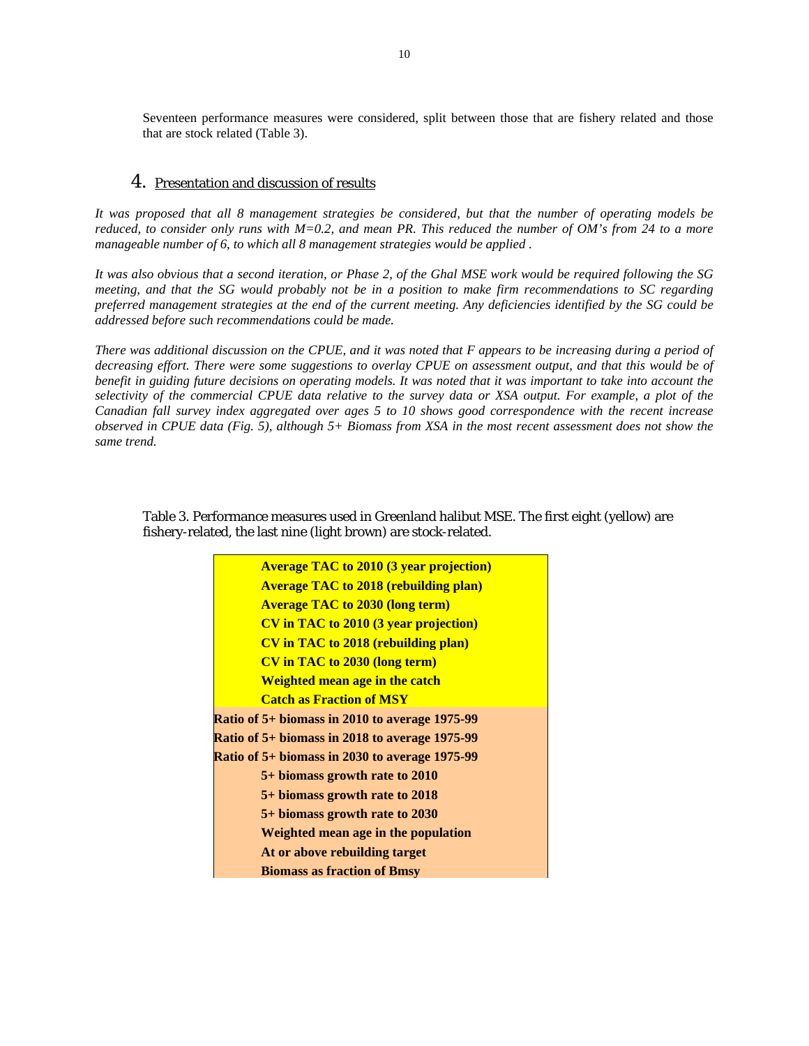Seventeen performance measures were considered, split between those that are fishery related and those that are stock related (Table 3).

## 4. Presentation and discussion of results

*It was proposed that all 8 management strategies be considered, but that the number of operating models be reduced, to consider only runs with M=0.2, and mean PR. This reduced the number of OM's from 24 to a more manageable number of 6, to which all 8 management strategies would be applied .*

*It was also obvious that a second iteration, or Phase 2, of the Ghal MSE work would be required following the SG meeting, and that the SG would probably not be in a position to make firm recommendations to SC regarding preferred management strategies at the end of the current meeting. Any deficiencies identified by the SG could be addressed before such recommendations could be made.*

*There was additional discussion on the CPUE, and it was noted that F appears to be increasing during a period of decreasing effort. There were some suggestions to overlay CPUE on assessment output, and that this would be of benefit in guiding future decisions on operating models. It was noted that it was important to take into account the selectivity of the commercial CPUE data relative to the survey data or XSA output. For example, a plot of the Canadian fall survey index aggregated over ages 5 to 10 shows good correspondence with the recent increase observed in CPUE data (Fig. 5), although 5+ Biomass from XSA in the most recent assessment does not show the same trend.*

Table 3. Performance measures used in Greenland halibut MSE. The first eight (yellow) are fishery-related, the last nine (light brown) are stock-related.

| Performance measure |
|---|
| **Average TAC to 2010 (3 year projection)** |
| **Average TAC to 2018 (rebuilding plan)** |
| **Average TAC to 2030 (long term)** |
| **CV in TAC to 2010 (3 year projection)** |
| **CV in TAC to 2018 (rebuilding plan)** |
| **CV in TAC to 2030 (long term)** |
| **Weighted mean age in the catch** |
| **Catch as Fraction of MSY** |
| **Ratio of 5+ biomass in 2010 to average 1975-99** |
| **Ratio of 5+ biomass in 2018 to average 1975-99** |
| **Ratio of 5+ biomass in 2030 to average 1975-99** |
| **5+ biomass growth rate to 2010** |
| **5+ biomass growth rate to 2018** |
| **5+ biomass growth rate to 2030** |
| **Weighted mean age in the population** |
| **At or above rebuilding target** |
| **Biomass as fraction of Bmsy** |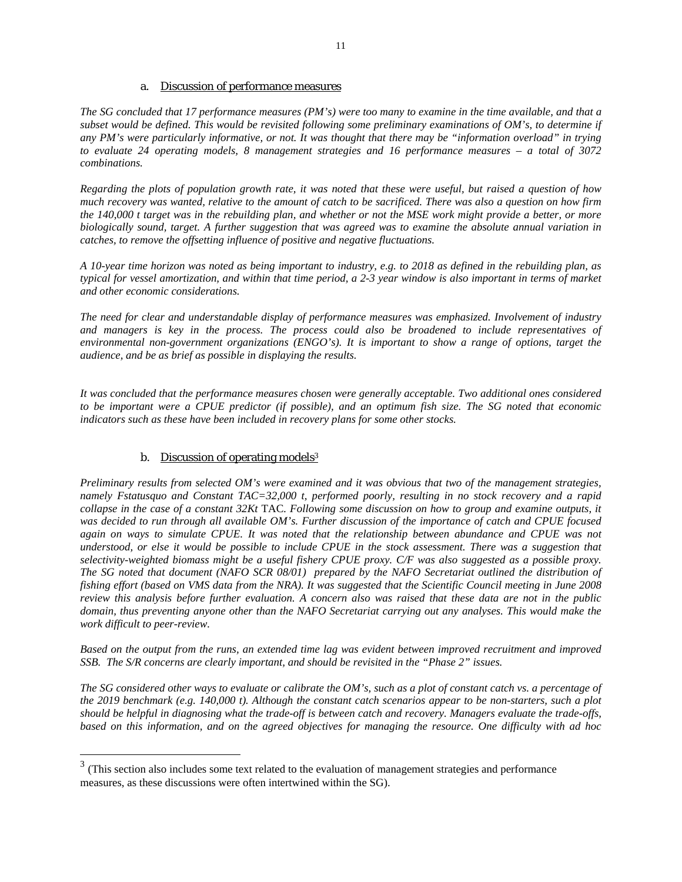### a. Discussion of performance measures

*The SG concluded that 17 performance measures (PM's) were too many to examine in the time available, and that a subset would be defined. This would be revisited following some preliminary examinations of OM's, to determine if any PM's were particularly informative, or not. It was thought that there may be "information overload" in trying to evaluate 24 operating models, 8 management strategies and 16 performance measures – a total of 3072 combinations.*

*Regarding the plots of population growth rate, it was noted that these were useful, but raised a question of how much recovery was wanted, relative to the amount of catch to be sacrificed. There was also a question on how firm the 140,000 t target was in the rebuilding plan, and whether or not the MSE work might provide a better, or more biologically sound, target. A further suggestion that was agreed was to examine the absolute annual variation in catches, to remove the offsetting influence of positive and negative fluctuations.*

*A 10-year time horizon was noted as being important to industry, e.g. to 2018 as defined in the rebuilding plan, as typical for vessel amortization, and within that time period, a 2-3 year window is also important in terms of market and other economic considerations.*

*The need for clear and understandable display of performance measures was emphasized. Involvement of industry and managers is key in the process. The process could also be broadened to include representatives of environmental non-government organizations (ENGO's). It is important to show a range of options, target the audience, and be as brief as possible in displaying the results.*

*It was concluded that the performance measures chosen were generally acceptable. Two additional ones considered to be important were a CPUE predictor (if possible), and an optimum fish size. The SG noted that economic indicators such as these have been included in recovery plans for some other stocks.*

### b. Discussion of operating models[3]

*Preliminary results from selected OM's were examined and it was obvious that two of the management strategies, namely Fstatusquo and Constant TAC=32,000 t, performed poorly, resulting in no stock recovery and a rapid collapse in the case of a constant 32Kt* TAC*. Following some discussion on how to group and examine outputs, it was decided to run through all available OM's. Further discussion of the importance of catch and CPUE focused again on ways to simulate CPUE. It was noted that the relationship between abundance and CPUE was not understood, or else it would be possible to include CPUE in the stock assessment. There was a suggestion that selectivity-weighted biomass might be a useful fishery CPUE proxy. C/F was also suggested as a possible proxy. The SG noted that document (NAFO SCR 08/01) prepared by the NAFO Secretariat outlined the distribution of fishing effort (based on VMS data from the NRA). It was suggested that the Scientific Council meeting in June 2008 review this analysis before further evaluation. A concern also was raised that these data are not in the public domain, thus preventing anyone other than the NAFO Secretariat carrying out any analyses. This would make the work difficult to peer-review.*

*Based on the output from the runs, an extended time lag was evident between improved recruitment and improved SSB. The S/R concerns are clearly important, and should be revisited in the "Phase 2" issues.*

*The SG considered other ways to evaluate or calibrate the OM's, such as a plot of constant catch vs. a percentage of the 2019 benchmark (e.g. 140,000 t). Although the constant catch scenarios appear to be non-starters, such a plot should be helpful in diagnosing what the trade-off is between catch and recovery. Managers evaluate the trade-offs, based on this information, and on the agreed objectives for managing the resource. One difficulty with ad hoc*

---

[3] (This section also includes some text related to the evaluation of management strategies and performance measures, as these discussions were often intertwined within the SG).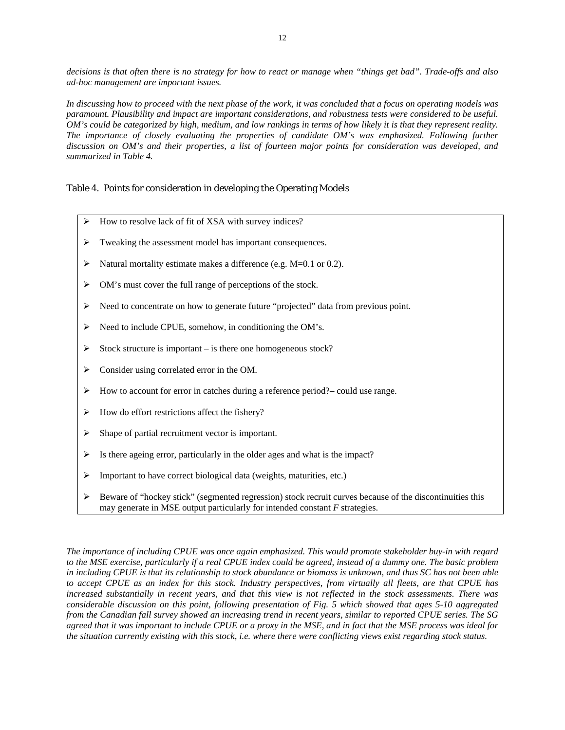*decisions is that often there is no strategy for how to react or manage when "things get bad". Trade-offs and also ad-hoc management are important issues.*

*In discussing how to proceed with the next phase of the work, it was concluded that a focus on operating models was paramount. Plausibility and impact are important considerations, and robustness tests were considered to be useful. OM's could be categorized by high, medium, and low rankings in terms of how likely it is that they represent reality. The importance of closely evaluating the properties of candidate OM's was emphasized. Following further discussion on OM's and their properties, a list of fourteen major points for consideration was developed, and summarized in Table 4.*

Table 4. Points for consideration in developing the Operating Models

- How to resolve lack of fit of XSA with survey indices?
- Tweaking the assessment model has important consequences.
- Natural mortality estimate makes a difference (e.g. M=0.1 or 0.2).
- OM's must cover the full range of perceptions of the stock.
- Need to concentrate on how to generate future "projected" data from previous point.
- Need to include CPUE, somehow, in conditioning the OM's.
- Stock structure is important – is there one homogeneous stock?
- Consider using correlated error in the OM.
- How to account for error in catches during a reference period?– could use range.
- How do effort restrictions affect the fishery?
- Shape of partial recruitment vector is important.
- Is there ageing error, particularly in the older ages and what is the impact?
- Important to have correct biological data (weights, maturities, etc.)
- Beware of "hockey stick" (segmented regression) stock recruit curves because of the discontinuities this may generate in MSE output particularly for intended constant *F* strategies.

*The importance of including CPUE was once again emphasized. This would promote stakeholder buy-in with regard to the MSE exercise, particularly if a real CPUE index could be agreed, instead of a dummy one. The basic problem in including CPUE is that its relationship to stock abundance or biomass is unknown, and thus SC has not been able to accept CPUE as an index for this stock. Industry perspectives, from virtually all fleets, are that CPUE has increased substantially in recent years, and that this view is not reflected in the stock assessments. There was considerable discussion on this point, following presentation of Fig. 5 which showed that ages 5-10 aggregated from the Canadian fall survey showed an increasing trend in recent years, similar to reported CPUE series. The SG agreed that it was important to include CPUE or a proxy in the MSE, and in fact that the MSE process was ideal for the situation currently existing with this stock, i.e. where there were conflicting views exist regarding stock status.*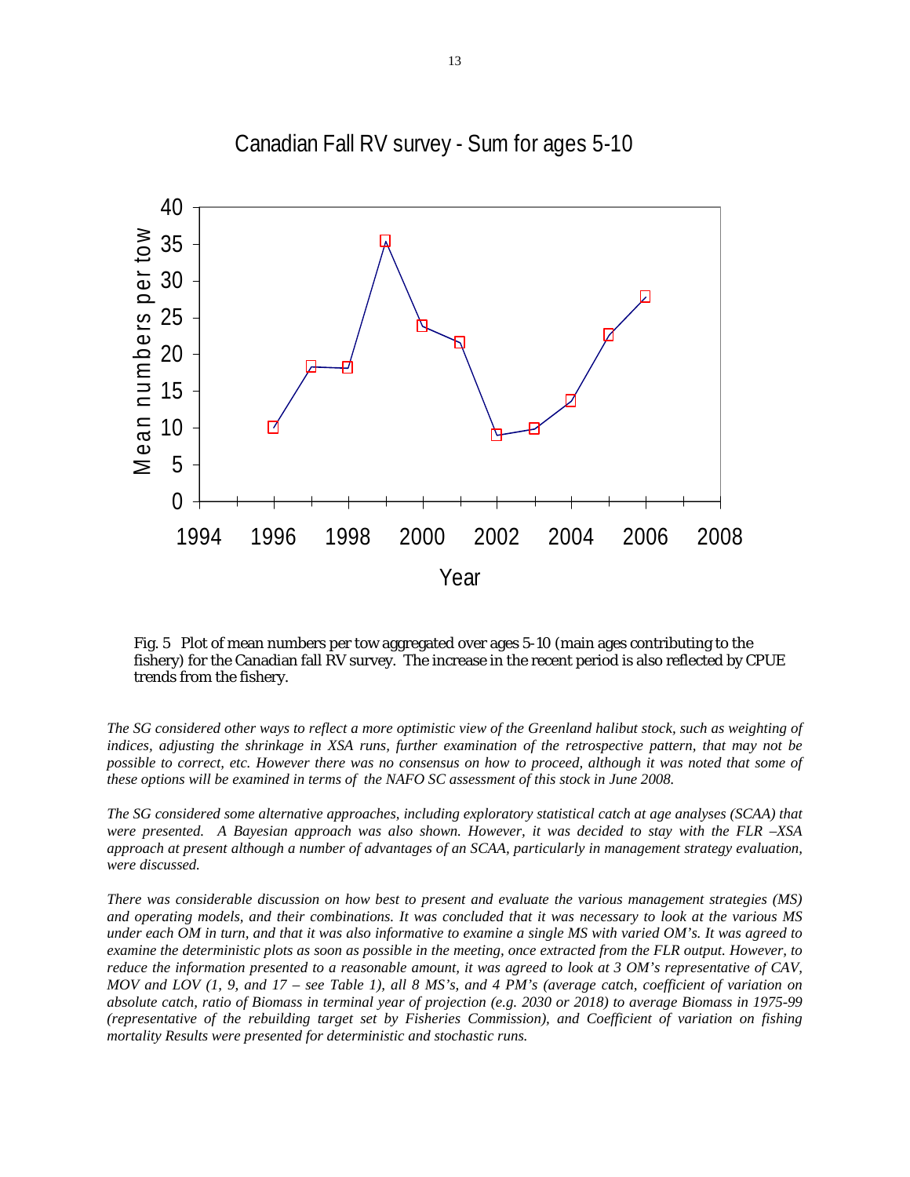Fig. 5 Plot of mean numbers per tow aggregated over ages 5-10 (main ages contributing to the fishery) for the Canadian fall RV survey. The increase in the recent period is also reflected by CPUE trends from the fishery.

*The SG considered other ways to reflect a more optimistic view of the Greenland halibut stock, such as weighting of indices, adjusting the shrinkage in XSA runs, further examination of the retrospective pattern, that may not be possible to correct, etc. However there was no consensus on how to proceed, although it was noted that some of these options will be examined in terms of the NAFO SC assessment of this stock in June 2008.*

*The SG considered some alternative approaches, including exploratory statistical catch at age analyses (SCAA) that were presented. A Bayesian approach was also shown. However, it was decided to stay with the FLR –XSA approach at present although a number of advantages of an SCAA, particularly in management strategy evaluation, were discussed.*

*There was considerable discussion on how best to present and evaluate the various management strategies (MS) and operating models, and their combinations. It was concluded that it was necessary to look at the various MS under each OM in turn, and that it was also informative to examine a single MS with varied OM's. It was agreed to examine the deterministic plots as soon as possible in the meeting, once extracted from the FLR output. However, to reduce the information presented to a reasonable amount, it was agreed to look at 3 OM's representative of CAV, MOV and LOV (1, 9, and 17 – see Table 1), all 8 MS's, and 4 PM's (average catch, coefficient of variation on absolute catch, ratio of Biomass in terminal year of projection (e.g. 2030 or 2018) to average Biomass in 1975-99 (representative of the rebuilding target set by Fisheries Commission), and Coefficient of variation on fishing mortality Results were presented for deterministic and stochastic runs.*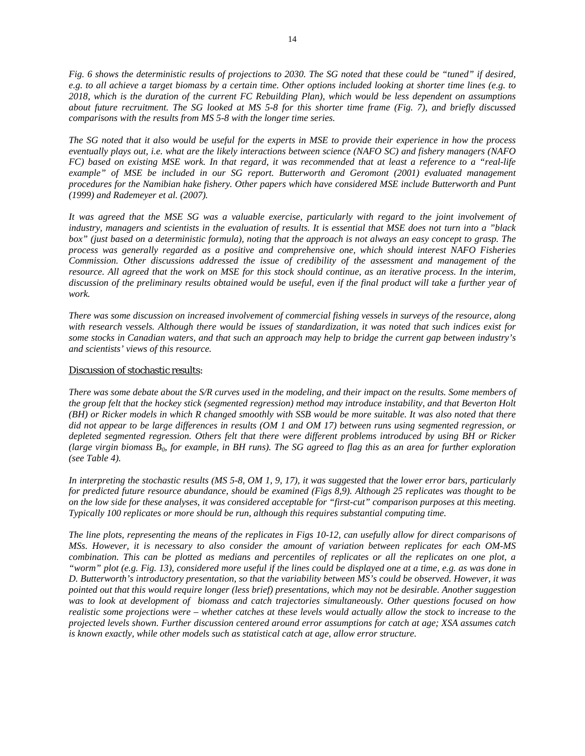*Fig. 6 shows the deterministic results of projections to 2030. The SG noted that these could be "tuned" if desired, e.g. to all achieve a target biomass by a certain time. Other options included looking at shorter time lines (e.g. to 2018, which is the duration of the current FC Rebuilding Plan), which would be less dependent on assumptions about future recruitment. The SG looked at MS 5-8 for this shorter time frame (Fig. 7), and briefly discussed comparisons with the results from MS 5-8 with the longer time series.*

*The SG noted that it also would be useful for the experts in MSE to provide their experience in how the process eventually plays out, i.e. what are the likely interactions between science (NAFO SC) and fishery managers (NAFO FC) based on existing MSE work. In that regard, it was recommended that at least a reference to a "real-life example" of MSE be included in our SG report. Butterworth and Geromont (2001) evaluated management procedures for the Namibian hake fishery. Other papers which have considered MSE include Butterworth and Punt (1999) and Rademeyer et al. (2007).*

*It was agreed that the MSE SG was a valuable exercise, particularly with regard to the joint involvement of industry, managers and scientists in the evaluation of results. It is essential that MSE does not turn into a "black box" (just based on a deterministic formula), noting that the approach is not always an easy concept to grasp. The process was generally regarded as a positive and comprehensive one, which should interest NAFO Fisheries Commission. Other discussions addressed the issue of credibility of the assessment and management of the resource. All agreed that the work on MSE for this stock should continue, as an iterative process. In the interim, discussion of the preliminary results obtained would be useful, even if the final product will take a further year of work.*

*There was some discussion on increased involvement of commercial fishing vessels in surveys of the resource, along with research vessels. Although there would be issues of standardization, it was noted that such indices exist for some stocks in Canadian waters, and that such an approach may help to bridge the current gap between industry's and scientists' views of this resource.*

<u>Discussion of stochastic results</u>:

*There was some debate about the S/R curves used in the modeling, and their impact on the results. Some members of the group felt that the hockey stick (segmented regression) method may introduce instability, and that Beverton Holt (BH) or Ricker models in which R changed smoothly with SSB would be more suitable. It was also noted that there did not appear to be large differences in results (OM 1 and OM 17) between runs using segmented regression, or depleted segmented regression. Others felt that there were different problems introduced by using BH or Ricker (large virgin biomass $B_0$, for example, in BH runs). The SG agreed to flag this as an area for further exploration (see Table 4).*

*In interpreting the stochastic results (MS 5-8, OM 1, 9, 17), it was suggested that the lower error bars, particularly for predicted future resource abundance, should be examined (Figs 8,9). Although 25 replicates was thought to be on the low side for these analyses, it was considered acceptable for "first-cut" comparison purposes at this meeting. Typically 100 replicates or more should be run, although this requires substantial computing time.*

*The line plots, representing the means of the replicates in Figs 10-12, can usefully allow for direct comparisons of MSs. However, it is necessary to also consider the amount of variation between replicates for each OM-MS combination. This can be plotted as medians and percentiles of replicates or all the replicates on one plot, a "worm" plot (e.g. Fig. 13), considered more useful if the lines could be displayed one at a time, e.g. as was done in D. Butterworth's introductory presentation, so that the variability between MS's could be observed. However, it was pointed out that this would require longer (less brief) presentations, which may not be desirable. Another suggestion was to look at development of biomass and catch trajectories simultaneously. Other questions focused on how realistic some projections were – whether catches at these levels would actually allow the stock to increase to the projected levels shown. Further discussion centered around error assumptions for catch at age; XSA assumes catch is known exactly, while other models such as statistical catch at age, allow error structure.*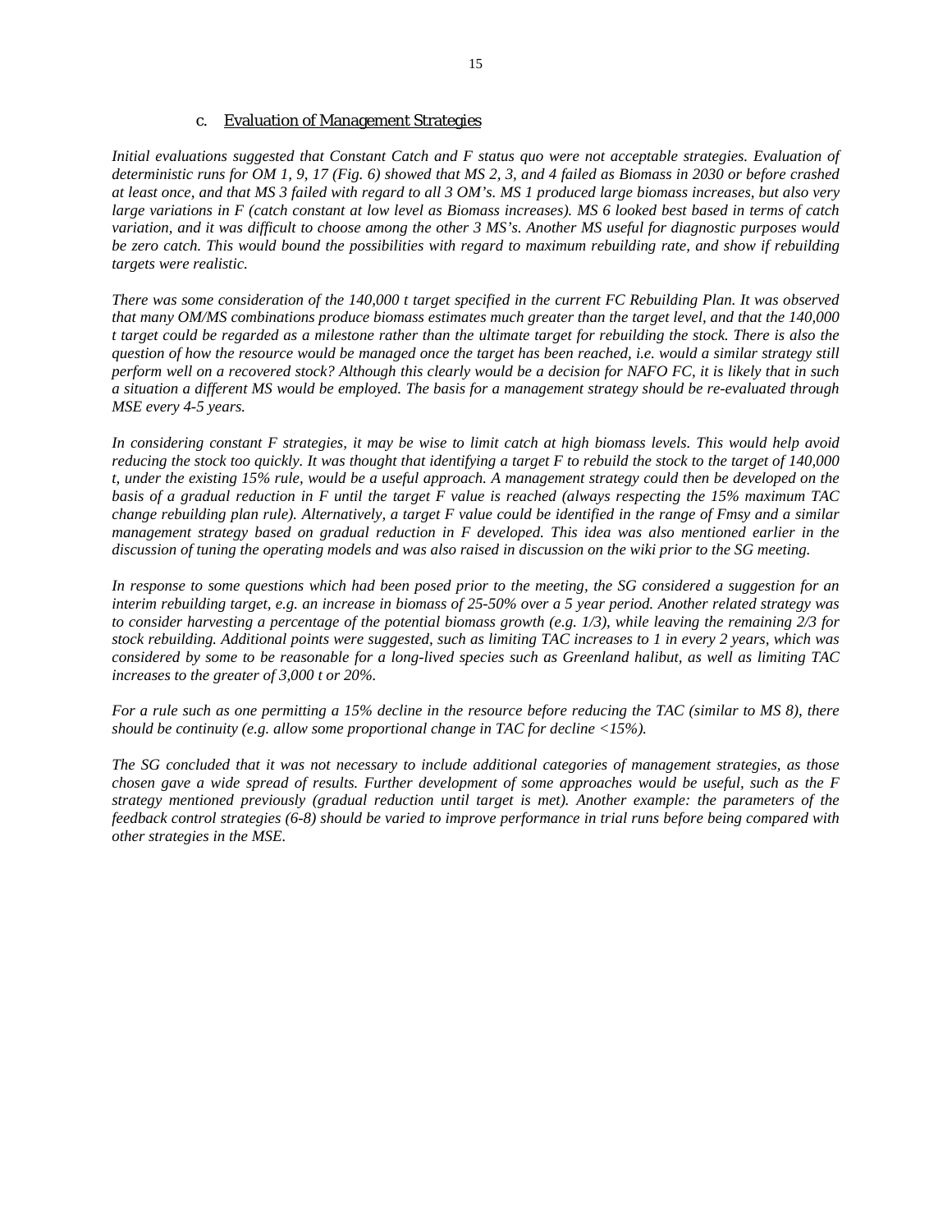### c. Evaluation of Management Strategies

*Initial evaluations suggested that Constant Catch and F status quo were not acceptable strategies. Evaluation of deterministic runs for OM 1, 9, 17 (Fig. 6) showed that MS 2, 3, and 4 failed as Biomass in 2030 or before crashed at least once, and that MS 3 failed with regard to all 3 OM's. MS 1 produced large biomass increases, but also very large variations in F (catch constant at low level as Biomass increases). MS 6 looked best based in terms of catch variation, and it was difficult to choose among the other 3 MS's. Another MS useful for diagnostic purposes would be zero catch. This would bound the possibilities with regard to maximum rebuilding rate, and show if rebuilding targets were realistic.*

*There was some consideration of the 140,000 t target specified in the current FC Rebuilding Plan. It was observed that many OM/MS combinations produce biomass estimates much greater than the target level, and that the 140,000 t target could be regarded as a milestone rather than the ultimate target for rebuilding the stock. There is also the question of how the resource would be managed once the target has been reached, i.e. would a similar strategy still perform well on a recovered stock? Although this clearly would be a decision for NAFO FC, it is likely that in such a situation a different MS would be employed. The basis for a management strategy should be re-evaluated through MSE every 4-5 years.*

*In considering constant F strategies, it may be wise to limit catch at high biomass levels. This would help avoid reducing the stock too quickly. It was thought that identifying a target F to rebuild the stock to the target of 140,000 t, under the existing 15% rule, would be a useful approach. A management strategy could then be developed on the basis of a gradual reduction in F until the target F value is reached (always respecting the 15% maximum TAC change rebuilding plan rule). Alternatively, a target F value could be identified in the range of Fmsy and a similar management strategy based on gradual reduction in F developed. This idea was also mentioned earlier in the discussion of tuning the operating models and was also raised in discussion on the wiki prior to the SG meeting.*

*In response to some questions which had been posed prior to the meeting, the SG considered a suggestion for an interim rebuilding target, e.g. an increase in biomass of 25-50% over a 5 year period. Another related strategy was to consider harvesting a percentage of the potential biomass growth (e.g. 1/3), while leaving the remaining 2/3 for stock rebuilding. Additional points were suggested, such as limiting TAC increases to 1 in every 2 years, which was considered by some to be reasonable for a long-lived species such as Greenland halibut, as well as limiting TAC increases to the greater of 3,000 t or 20%.*

*For a rule such as one permitting a 15% decline in the resource before reducing the TAC (similar to MS 8), there should be continuity (e.g. allow some proportional change in TAC for decline <15%).*

*The SG concluded that it was not necessary to include additional categories of management strategies, as those chosen gave a wide spread of results. Further development of some approaches would be useful, such as the F strategy mentioned previously (gradual reduction until target is met). Another example: the parameters of the feedback control strategies (6-8) should be varied to improve performance in trial runs before being compared with other strategies in the MSE.*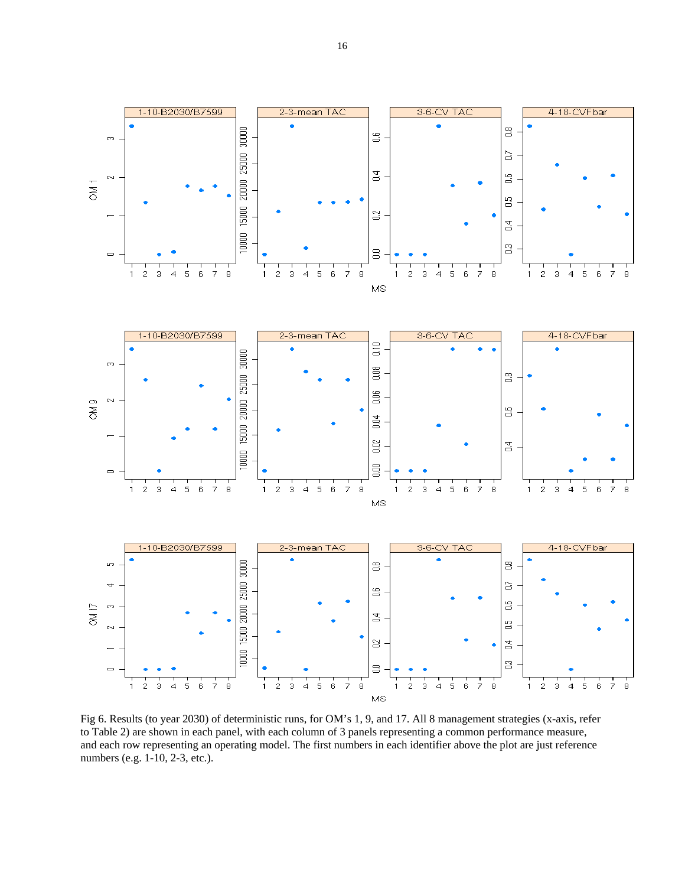Fig 6. Results (to year 2030) of deterministic runs, for OM's 1, 9, and 17. All 8 management strategies (x-axis, refer to Table 2) are shown in each panel, with each column of 3 panels representing a common performance measure, and each row representing an operating model. The first numbers in each identifier above the plot are just reference numbers (e.g. 1-10, 2-3, etc.).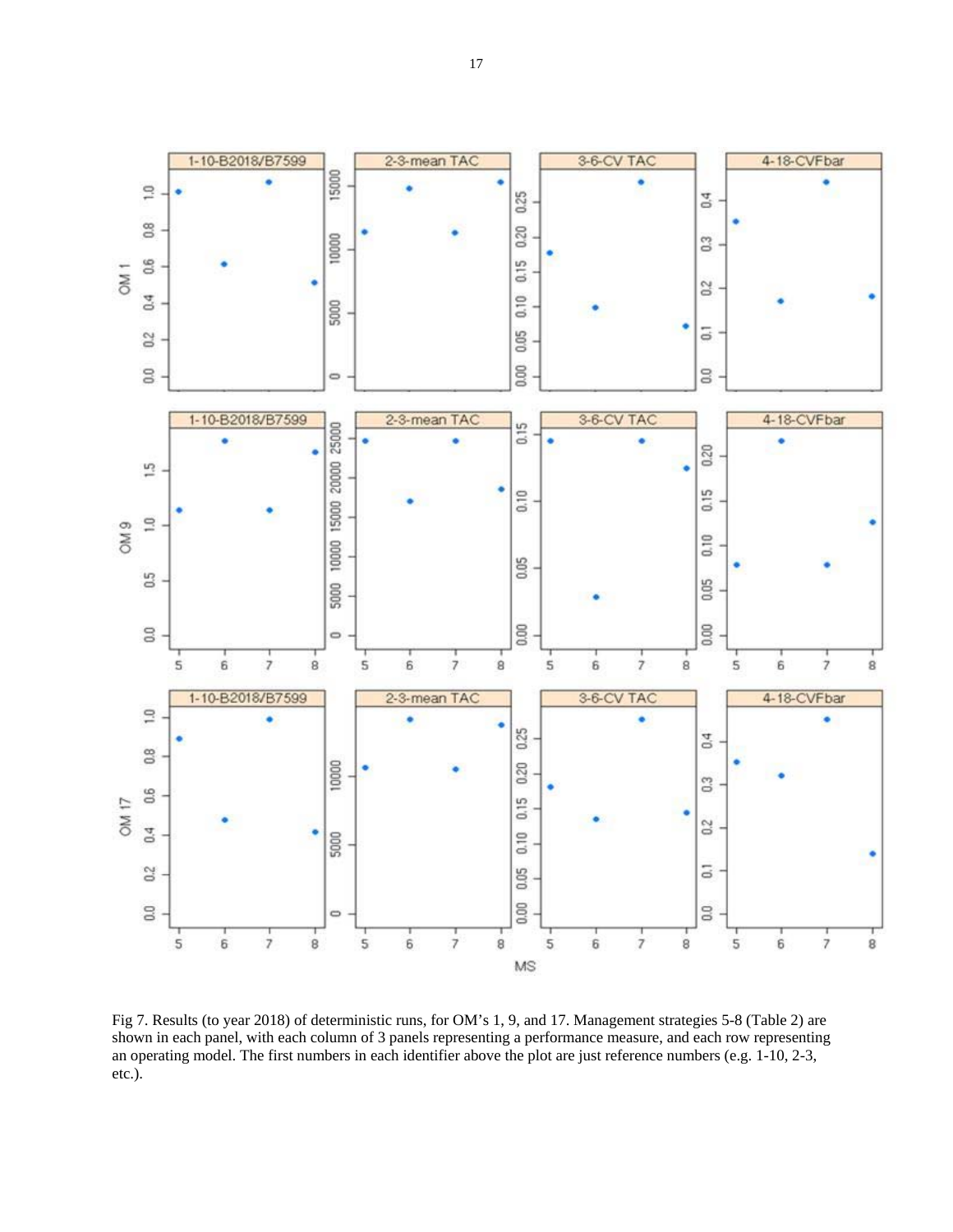Fig 7. Results (to year 2018) of deterministic runs, for OM's 1, 9, and 17. Management strategies 5-8 (Table 2) are shown in each panel, with each column of 3 panels representing a performance measure, and each row representing an operating model. The first numbers in each identifier above the plot are just reference numbers (e.g. 1-10, 2-3, etc.).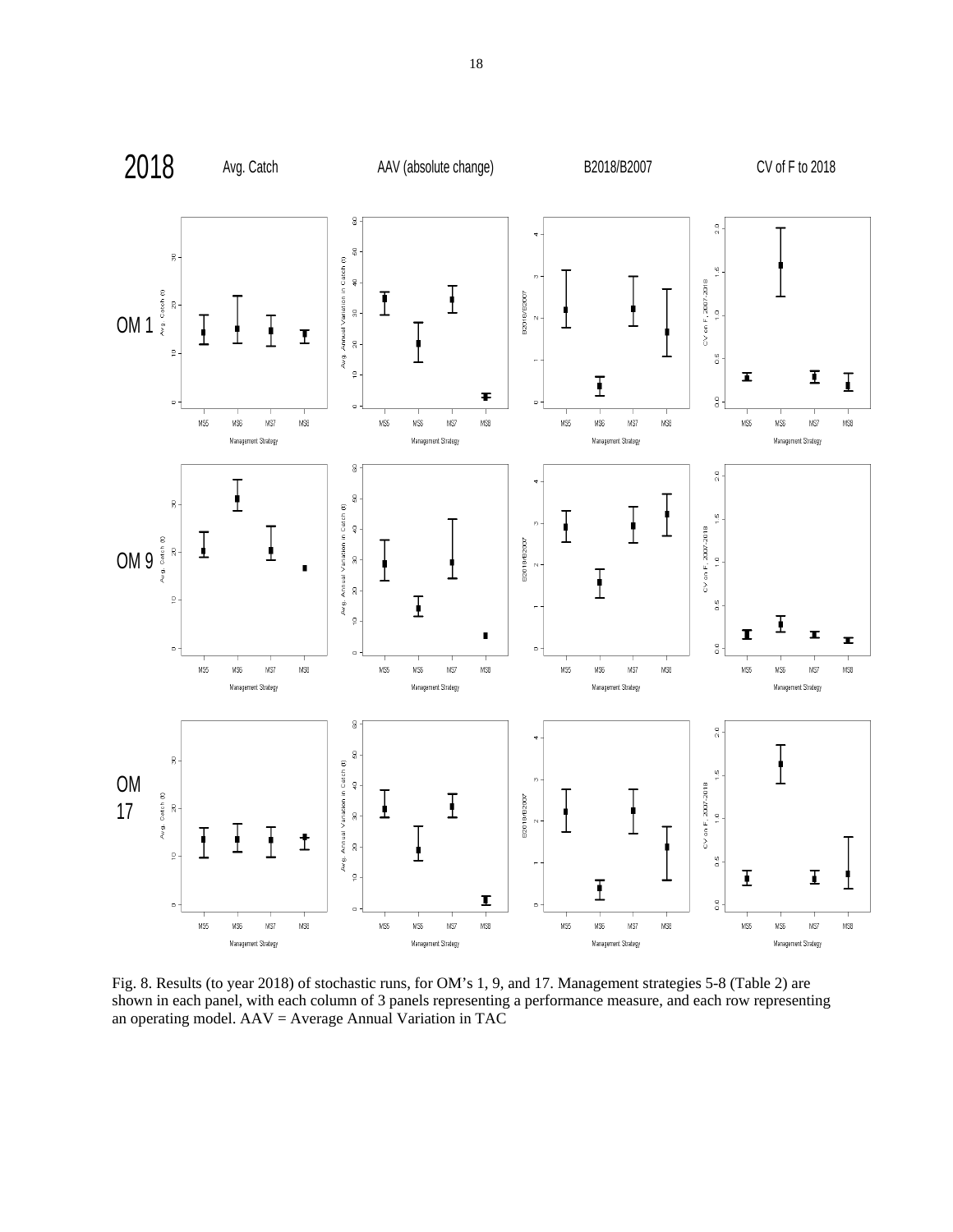Fig. 8. Results (to year 2018) of stochastic runs, for OM's 1, 9, and 17. Management strategies 5-8 (Table 2) are shown in each panel, with each column of 3 panels representing a performance measure, and each row representing an operating model. AAV = Average Annual Variation in TAC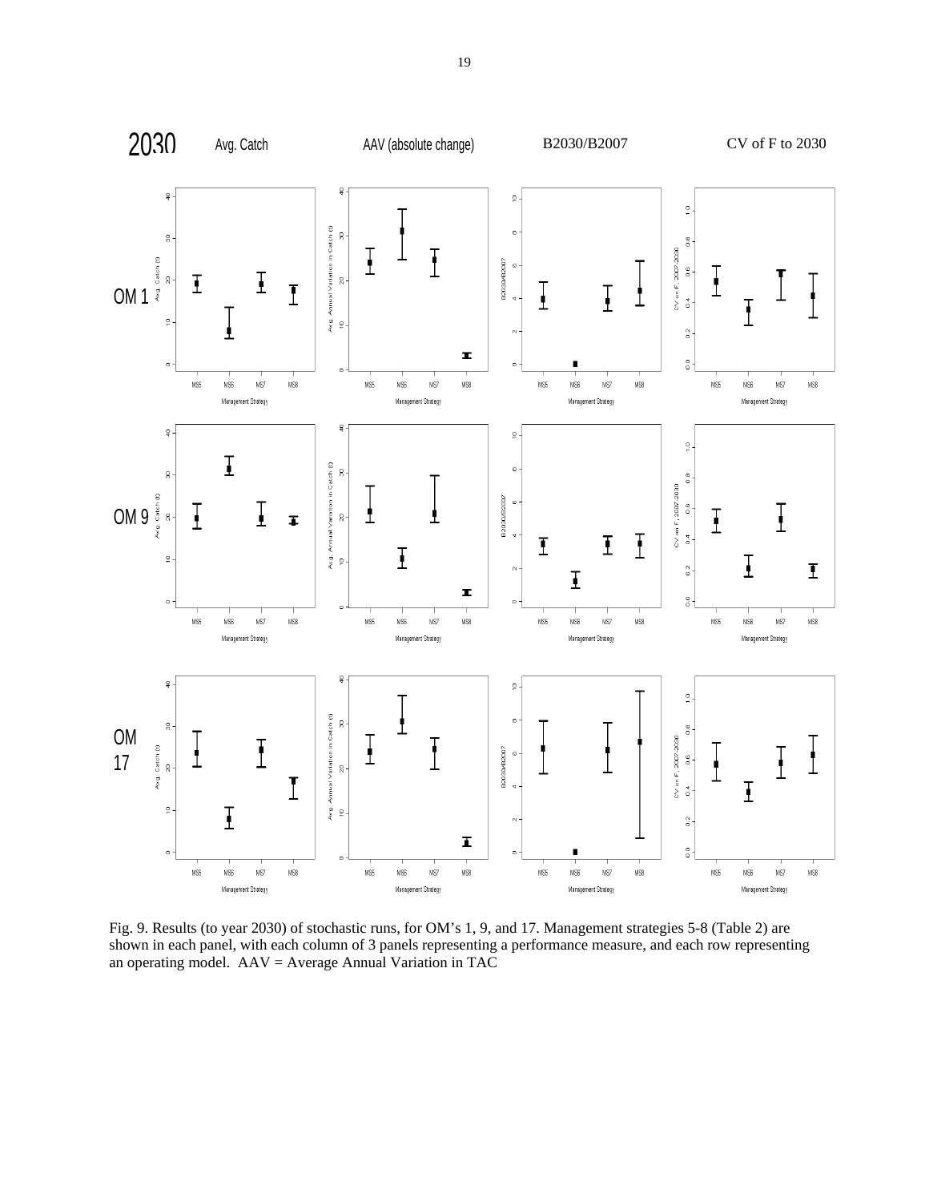Fig. 9. Results (to year 2030) of stochastic runs, for OM's 1, 9, and 17. Management strategies 5-8 (Table 2) are shown in each panel, with each column of 3 panels representing a performance measure, and each row representing an operating model. AAV = Average Annual Variation in TAC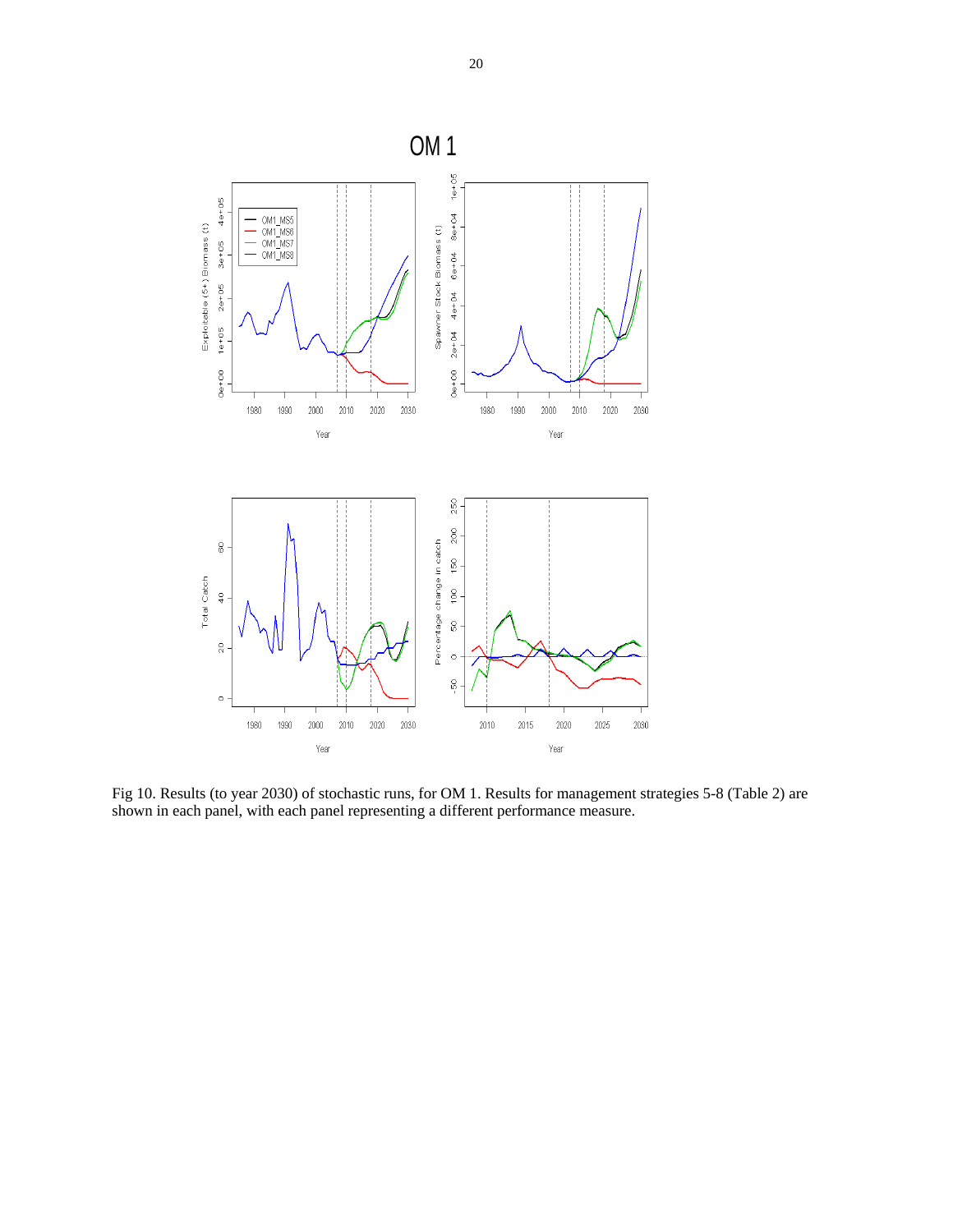Fig 10. Results (to year 2030) of stochastic runs, for OM 1. Results for management strategies 5-8 (Table 2) are shown in each panel, with each panel representing a different performance measure.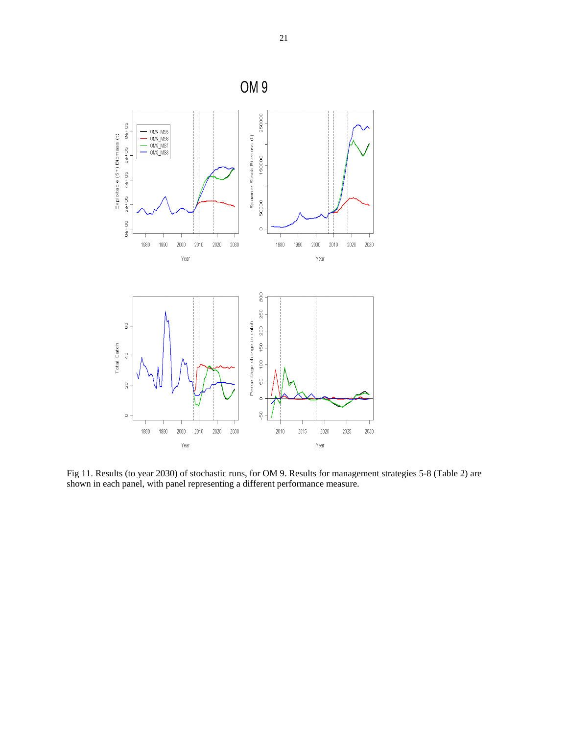OM 9

Fig 11. Results (to year 2030) of stochastic runs, for OM 9. Results for management strategies 5-8 (Table 2) are shown in each panel, with panel representing a different performance measure.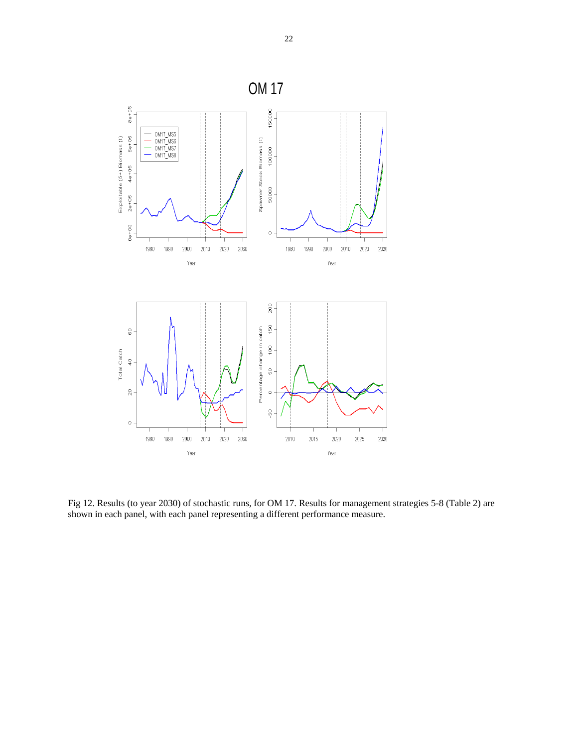Fig 12. Results (to year 2030) of stochastic runs, for OM 17. Results for management strategies 5-8 (Table 2) are shown in each panel, with each panel representing a different performance measure.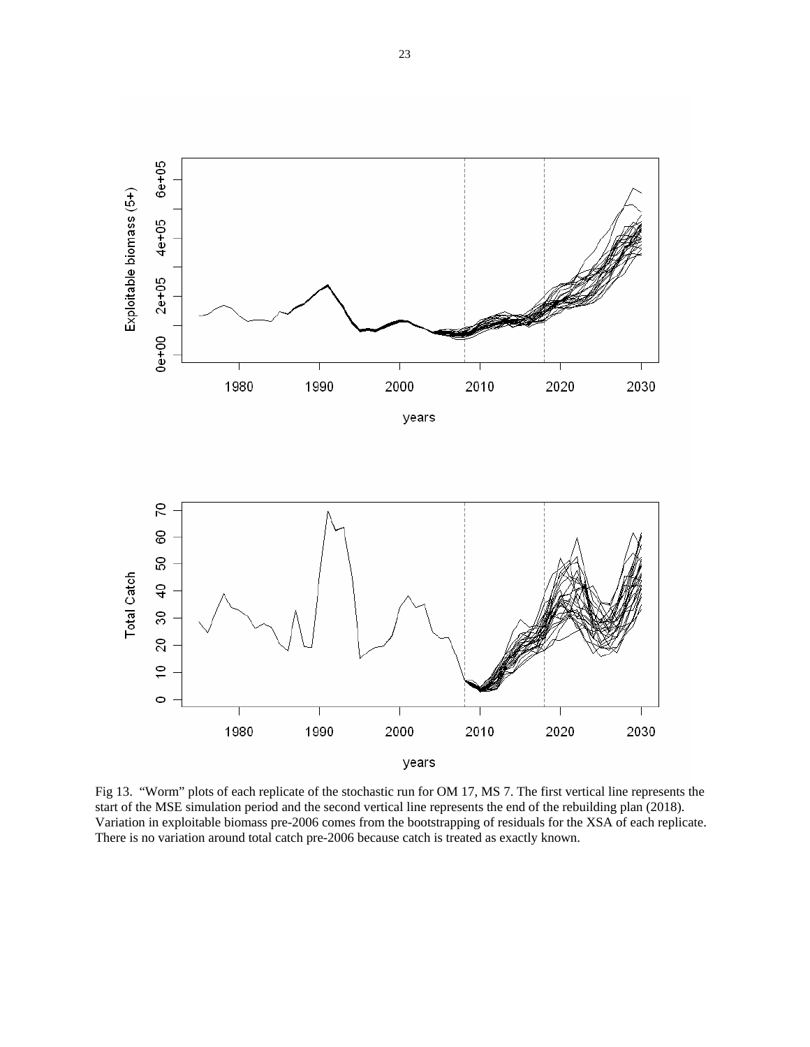Fig 13. "Worm" plots of each replicate of the stochastic run for OM 17, MS 7. The first vertical line represents the start of the MSE simulation period and the second vertical line represents the end of the rebuilding plan (2018). Variation in exploitable biomass pre-2006 comes from the bootstrapping of residuals for the XSA of each replicate. There is no variation around total catch pre-2006 because catch is treated as exactly known.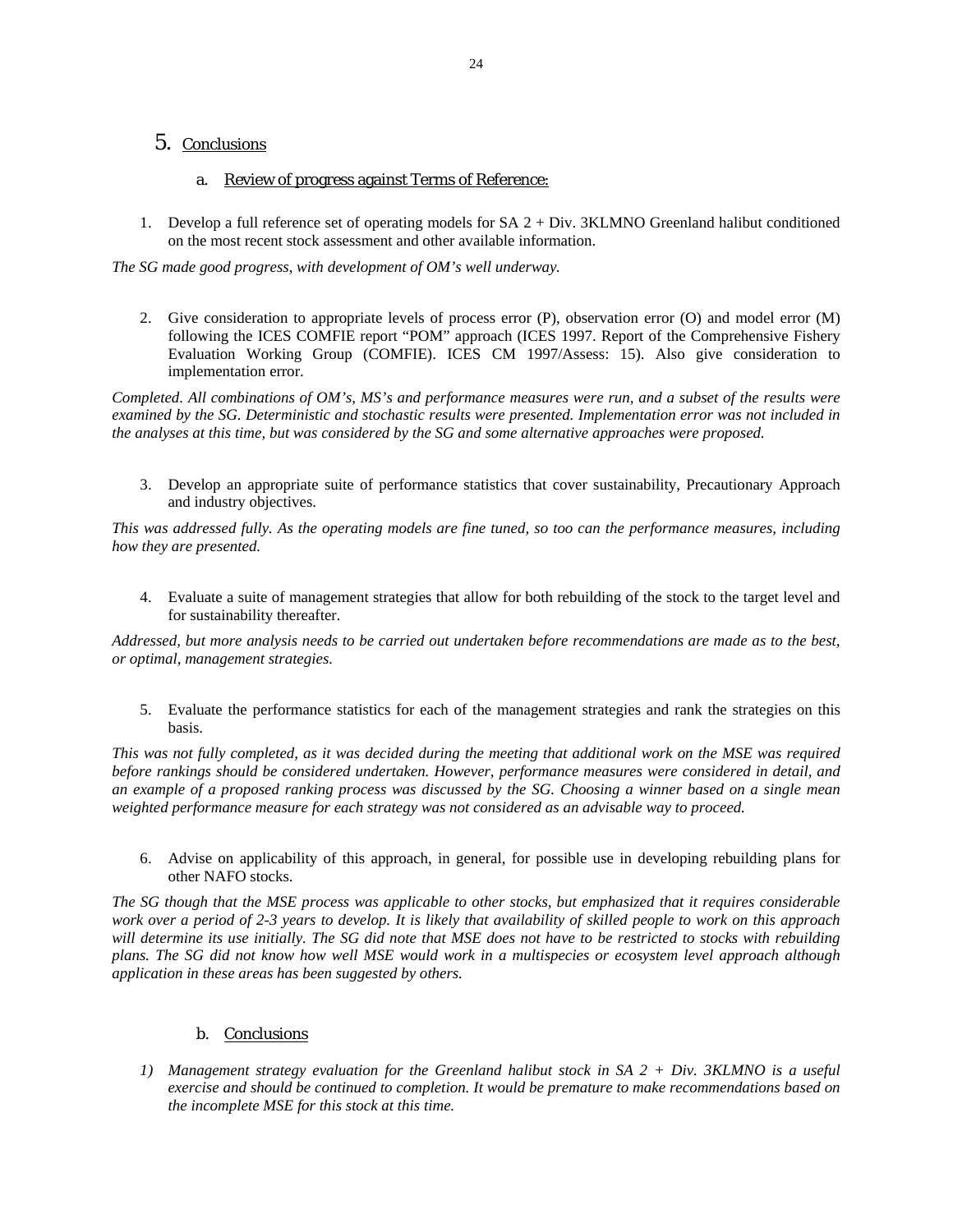## 5. Conclusions

### a. Review of progress against Terms of Reference:

1. Develop a full reference set of operating models for SA 2 + Div. 3KLMNO Greenland halibut conditioned on the most recent stock assessment and other available information.

*The SG made good progress, with development of OM's well underway.*

2. Give consideration to appropriate levels of process error (P), observation error (O) and model error (M) following the ICES COMFIE report "POM" approach (ICES 1997. Report of the Comprehensive Fishery Evaluation Working Group (COMFIE). ICES CM 1997/Assess: 15). Also give consideration to implementation error.

*Completed. All combinations of OM's, MS's and performance measures were run, and a subset of the results were examined by the SG. Deterministic and stochastic results were presented. Implementation error was not included in the analyses at this time, but was considered by the SG and some alternative approaches were proposed.*

3. Develop an appropriate suite of performance statistics that cover sustainability, Precautionary Approach and industry objectives.

*This was addressed fully. As the operating models are fine tuned, so too can the performance measures, including how they are presented.*

4. Evaluate a suite of management strategies that allow for both rebuilding of the stock to the target level and for sustainability thereafter.

*Addressed, but more analysis needs to be carried out undertaken before recommendations are made as to the best, or optimal, management strategies.*

5. Evaluate the performance statistics for each of the management strategies and rank the strategies on this basis.

*This was not fully completed, as it was decided during the meeting that additional work on the MSE was required before rankings should be considered undertaken. However, performance measures were considered in detail, and an example of a proposed ranking process was discussed by the SG. Choosing a winner based on a single mean weighted performance measure for each strategy was not considered as an advisable way to proceed.*

6. Advise on applicability of this approach, in general, for possible use in developing rebuilding plans for other NAFO stocks.

*The SG though that the MSE process was applicable to other stocks, but emphasized that it requires considerable work over a period of 2-3 years to develop. It is likely that availability of skilled people to work on this approach will determine its use initially. The SG did note that MSE does not have to be restricted to stocks with rebuilding plans. The SG did not know how well MSE would work in a multispecies or ecosystem level approach although application in these areas has been suggested by others.*

### b. Conclusions

1) *Management strategy evaluation for the Greenland halibut stock in SA 2 + Div. 3KLMNO is a useful exercise and should be continued to completion. It would be premature to make recommendations based on the incomplete MSE for this stock at this time.*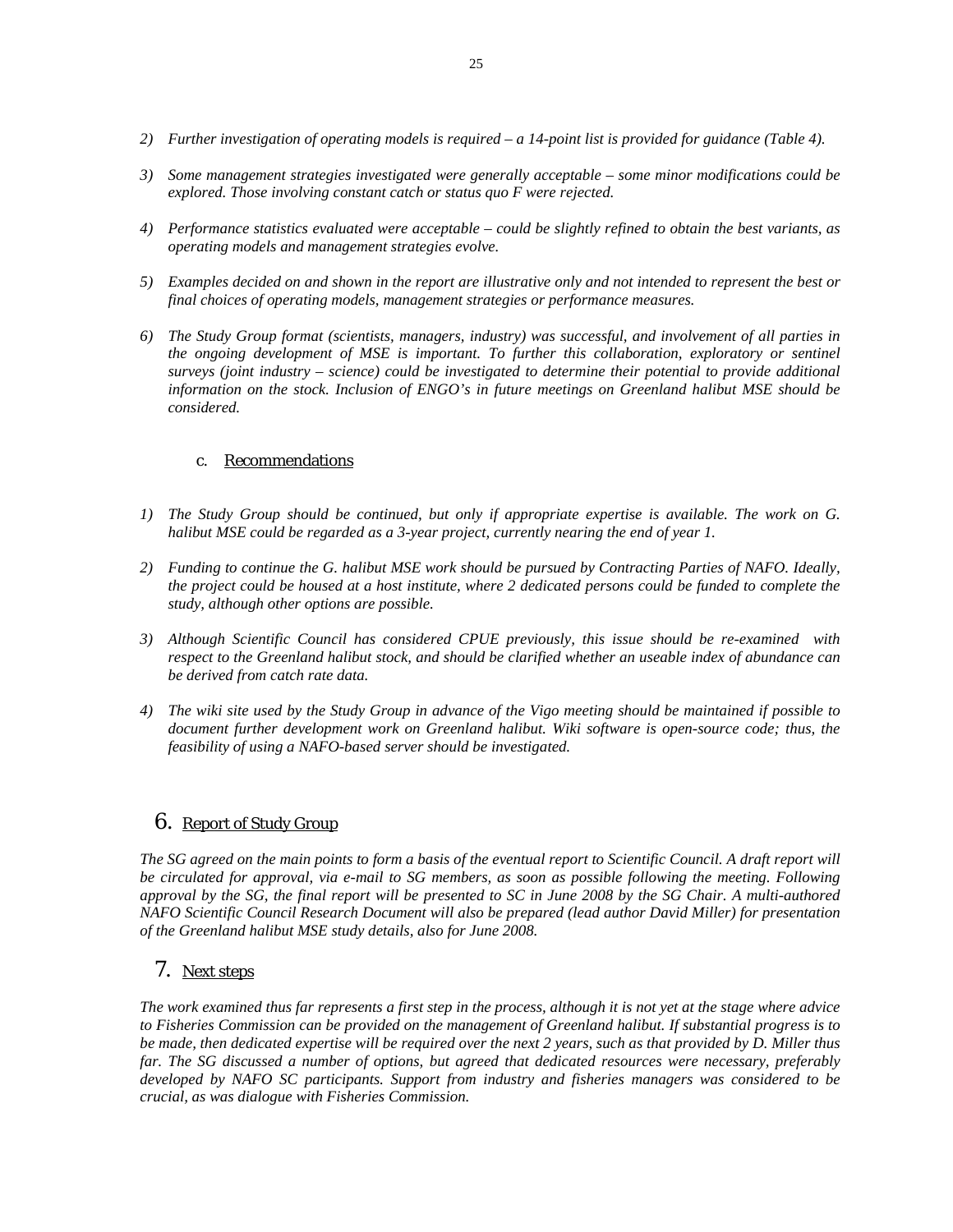*2) Further investigation of operating models is required – a 14-point list is provided for guidance (Table 4).*

*3) Some management strategies investigated were generally acceptable – some minor modifications could be explored. Those involving constant catch or status quo F were rejected.*

*4) Performance statistics evaluated were acceptable – could be slightly refined to obtain the best variants, as operating models and management strategies evolve.*

*5) Examples decided on and shown in the report are illustrative only and not intended to represent the best or final choices of operating models, management strategies or performance measures.*

*6) The Study Group format (scientists, managers, industry) was successful, and involvement of all parties in the ongoing development of MSE is important. To further this collaboration, exploratory or sentinel surveys (joint industry – science) could be investigated to determine their potential to provide additional information on the stock. Inclusion of ENGO's in future meetings on Greenland halibut MSE should be considered.*

### c. Recommendations

*1) The Study Group should be continued, but only if appropriate expertise is available. The work on G. halibut MSE could be regarded as a 3-year project, currently nearing the end of year 1.*

*2) Funding to continue the G. halibut MSE work should be pursued by Contracting Parties of NAFO. Ideally, the project could be housed at a host institute, where 2 dedicated persons could be funded to complete the study, although other options are possible.*

*3) Although Scientific Council has considered CPUE previously, this issue should be re-examined with respect to the Greenland halibut stock, and should be clarified whether an useable index of abundance can be derived from catch rate data.*

*4) The wiki site used by the Study Group in advance of the Vigo meeting should be maintained if possible to document further development work on Greenland halibut. Wiki software is open-source code; thus, the feasibility of using a NAFO-based server should be investigated.*

## 6. Report of Study Group

*The SG agreed on the main points to form a basis of the eventual report to Scientific Council. A draft report will be circulated for approval, via e-mail to SG members, as soon as possible following the meeting. Following approval by the SG, the final report will be presented to SC in June 2008 by the SG Chair. A multi-authored NAFO Scientific Council Research Document will also be prepared (lead author David Miller) for presentation of the Greenland halibut MSE study details, also for June 2008.*

## 7. Next steps

*The work examined thus far represents a first step in the process, although it is not yet at the stage where advice to Fisheries Commission can be provided on the management of Greenland halibut. If substantial progress is to be made, then dedicated expertise will be required over the next 2 years, such as that provided by D. Miller thus far. The SG discussed a number of options, but agreed that dedicated resources were necessary, preferably developed by NAFO SC participants. Support from industry and fisheries managers was considered to be crucial, as was dialogue with Fisheries Commission.*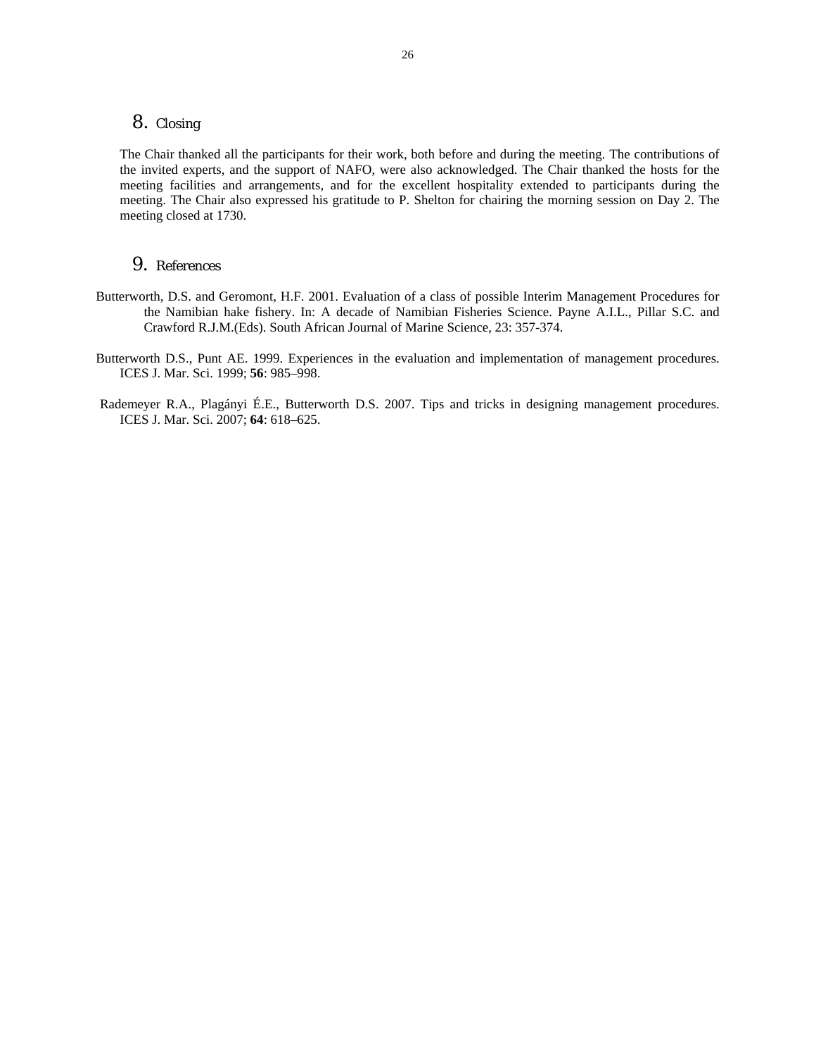## 8. Closing

The Chair thanked all the participants for their work, both before and during the meeting. The contributions of the invited experts, and the support of NAFO, were also acknowledged. The Chair thanked the hosts for the meeting facilities and arrangements, and for the excellent hospitality extended to participants during the meeting. The Chair also expressed his gratitude to P. Shelton for chairing the morning session on Day 2. The meeting closed at 1730.

## 9. References

Butterworth, D.S. and Geromont, H.F. 2001. Evaluation of a class of possible Interim Management Procedures for the Namibian hake fishery. In: A decade of Namibian Fisheries Science. Payne A.I.L., Pillar S.C. and Crawford R.J.M.(Eds). South African Journal of Marine Science, 23: 357-374.

Butterworth D.S., Punt AE. 1999. Experiences in the evaluation and implementation of management procedures. ICES J. Mar. Sci. 1999; **56**: 985–998.

Rademeyer R.A., Plagányi É.E., Butterworth D.S. 2007. Tips and tricks in designing management procedures. ICES J. Mar. Sci. 2007; **64**: 618–625.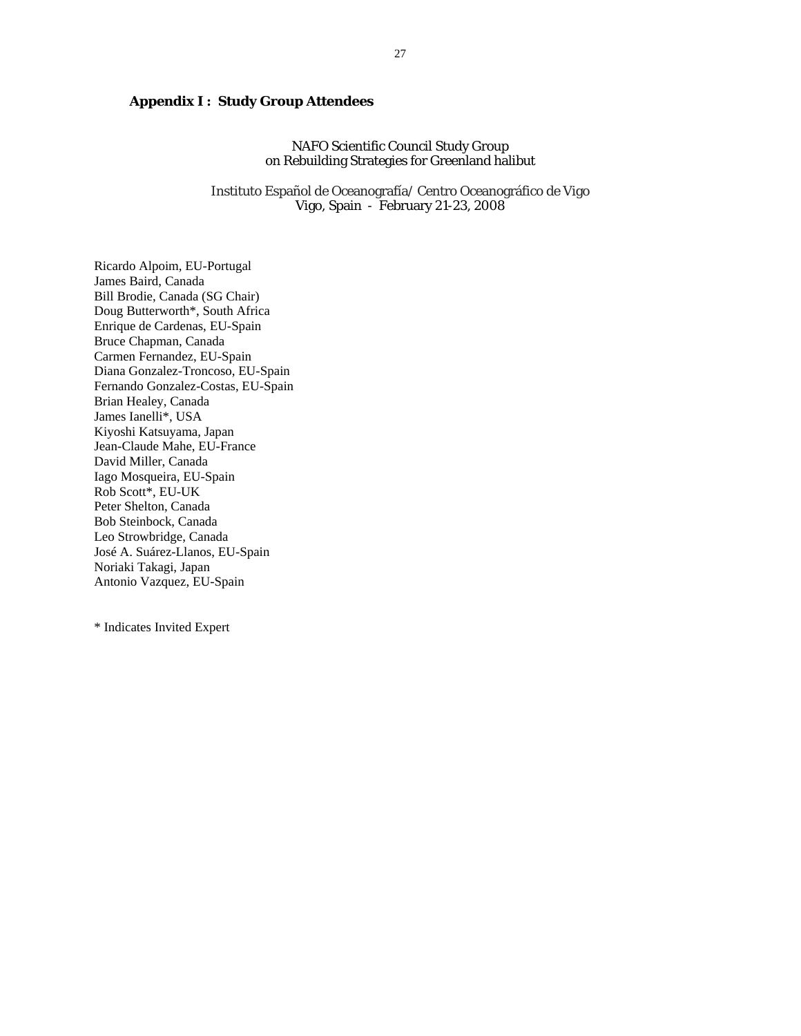## Appendix I : Study Group Attendees

NAFO Scientific Council Study Group
on Rebuilding Strategies for Greenland halibut

Instituto Español de Oceanografía/ Centro Oceanográfico de Vigo
Vigo, Spain - February 21-23, 2008

Ricardo Alpoim, EU-Portugal
James Baird, Canada
Bill Brodie, Canada (SG Chair)
Doug Butterworth*, South Africa
Enrique de Cardenas, EU-Spain
Bruce Chapman, Canada
Carmen Fernandez, EU-Spain
Diana Gonzalez-Troncoso, EU-Spain
Fernando Gonzalez-Costas, EU-Spain
Brian Healey, Canada
James Ianelli*, USA
Kiyoshi Katsuyama, Japan
Jean-Claude Mahe, EU-France
David Miller, Canada
Iago Mosqueira, EU-Spain
Rob Scott*, EU-UK
Peter Shelton, Canada
Bob Steinbock, Canada
Leo Strowbridge, Canada
José A. Suárez-Llanos, EU-Spain
Noriaki Takagi, Japan
Antonio Vazquez, EU-Spain

* Indicates Invited Expert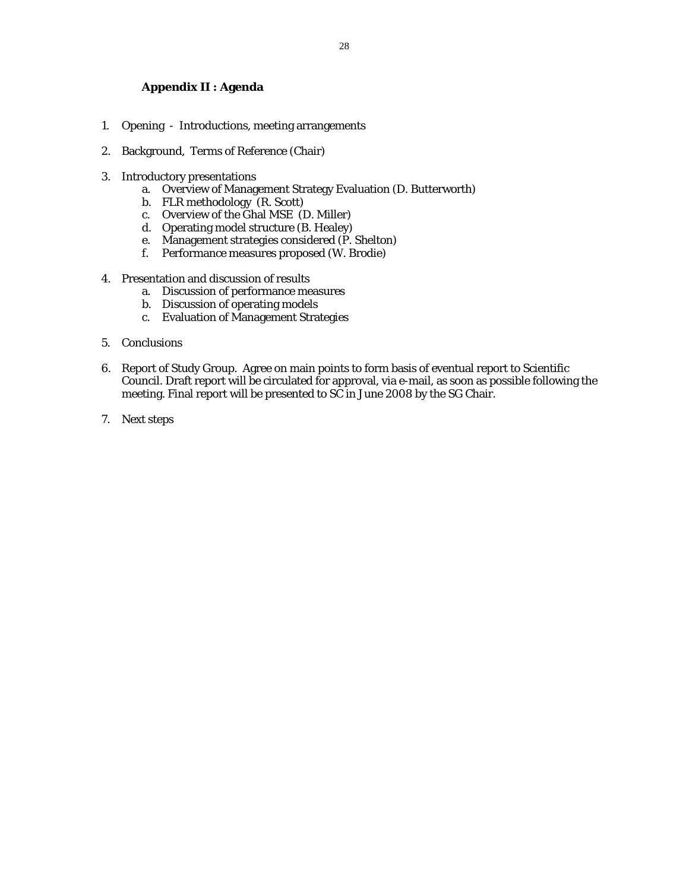## Appendix II : Agenda

1. Opening - Introductions, meeting arrangements

2. Background, Terms of Reference (Chair)

3. Introductory presentations
   a. Overview of Management Strategy Evaluation (D. Butterworth)
   b. FLR methodology (R. Scott)
   c. Overview of the Ghal MSE (D. Miller)
   d. Operating model structure (B. Healey)
   e. Management strategies considered (P. Shelton)
   f. Performance measures proposed (W. Brodie)

4. Presentation and discussion of results
   a. Discussion of performance measures
   b. Discussion of operating models
   c. Evaluation of Management Strategies

5. Conclusions

6. Report of Study Group. Agree on main points to form basis of eventual report to Scientific Council. Draft report will be circulated for approval, via e-mail, as soon as possible following the meeting. Final report will be presented to SC in June 2008 by the SG Chair.

7. Next steps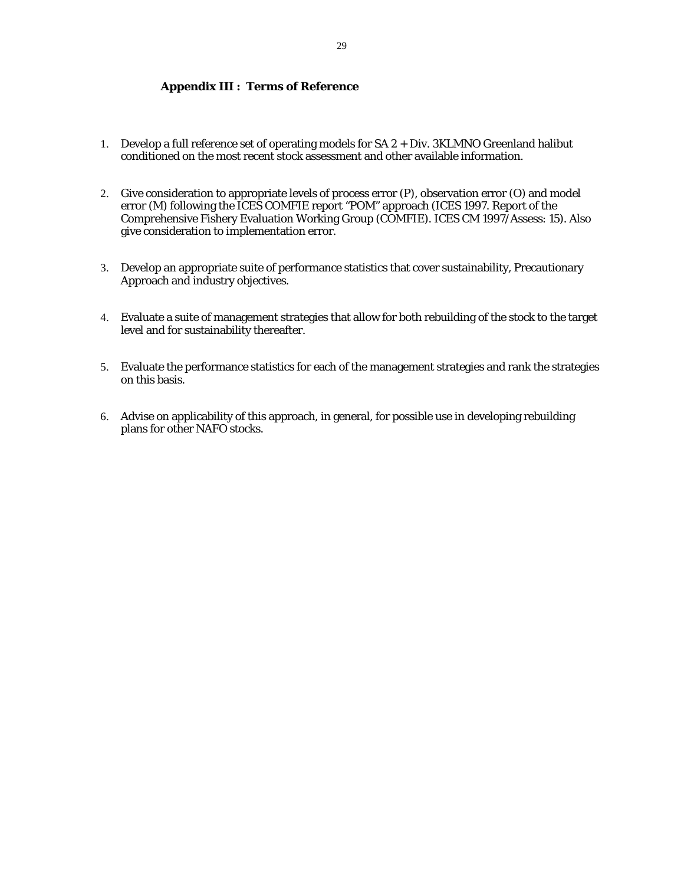## Appendix III : Terms of Reference

1. Develop a full reference set of operating models for SA 2 + Div. 3KLMNO Greenland halibut conditioned on the most recent stock assessment and other available information.

2. Give consideration to appropriate levels of process error (P), observation error (O) and model error (M) following the ICES COMFIE report "POM" approach (ICES 1997. Report of the Comprehensive Fishery Evaluation Working Group (COMFIE). ICES CM 1997/Assess: 15). Also give consideration to implementation error.

3. Develop an appropriate suite of performance statistics that cover sustainability, Precautionary Approach and industry objectives.

4. Evaluate a suite of management strategies that allow for both rebuilding of the stock to the target level and for sustainability thereafter.

5. Evaluate the performance statistics for each of the management strategies and rank the strategies on this basis.

6. Advise on applicability of this approach, in general, for possible use in developing rebuilding plans for other NAFO stocks.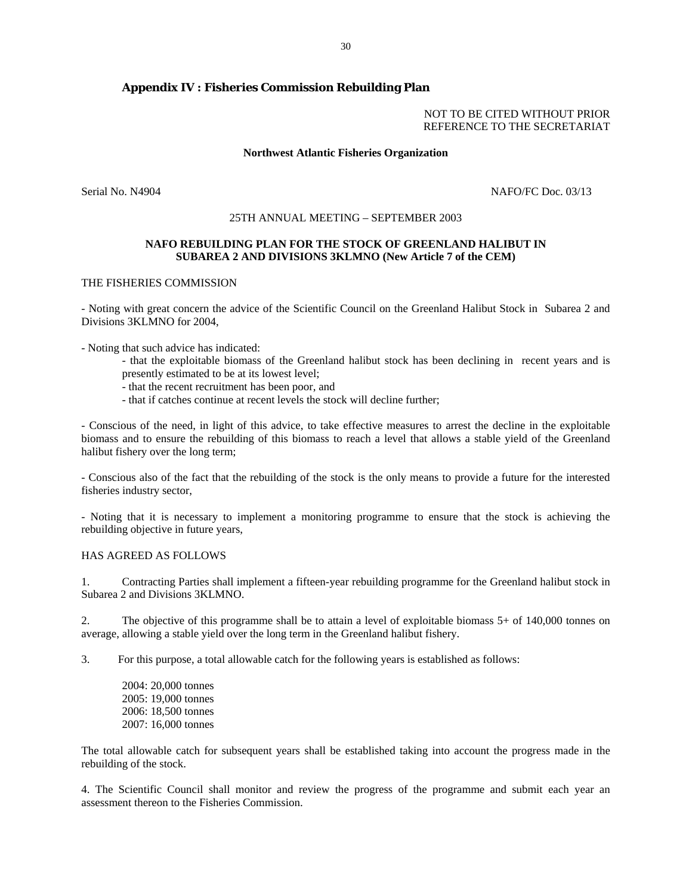## Appendix IV : Fisheries Commission Rebuilding Plan

NOT TO BE CITED WITHOUT PRIOR
REFERENCE TO THE SECRETARIAT

**Northwest Atlantic Fisheries Organization**

Serial No. N4904 NAFO/FC Doc. 03/13

25TH ANNUAL MEETING – SEPTEMBER 2003

**NAFO REBUILDING PLAN FOR THE STOCK OF GREENLAND HALIBUT IN SUBAREA 2 AND DIVISIONS 3KLMNO (New Article 7 of the CEM)**

THE FISHERIES COMMISSION

- Noting with great concern the advice of the Scientific Council on the Greenland Halibut Stock in Subarea 2 and Divisions 3KLMNO for 2004,

- Noting that such advice has indicated:
    - that the exploitable biomass of the Greenland halibut stock has been declining in recent years and is presently estimated to be at its lowest level;
    - that the recent recruitment has been poor, and
    - that if catches continue at recent levels the stock will decline further;

- Conscious of the need, in light of this advice, to take effective measures to arrest the decline in the exploitable biomass and to ensure the rebuilding of this biomass to reach a level that allows a stable yield of the Greenland halibut fishery over the long term;

- Conscious also of the fact that the rebuilding of the stock is the only means to provide a future for the interested fisheries industry sector,

- Noting that it is necessary to implement a monitoring programme to ensure that the stock is achieving the rebuilding objective in future years,

HAS AGREED AS FOLLOWS

1. Contracting Parties shall implement a fifteen-year rebuilding programme for the Greenland halibut stock in Subarea 2 and Divisions 3KLMNO.

2. The objective of this programme shall be to attain a level of exploitable biomass 5+ of 140,000 tonnes on average, allowing a stable yield over the long term in the Greenland halibut fishery.

3. For this purpose, a total allowable catch for the following years is established as follows:

    2004: 20,000 tonnes
    2005: 19,000 tonnes
    2006: 18,500 tonnes
    2007: 16,000 tonnes

The total allowable catch for subsequent years shall be established taking into account the progress made in the rebuilding of the stock.

4. The Scientific Council shall monitor and review the progress of the programme and submit each year an assessment thereon to the Fisheries Commission.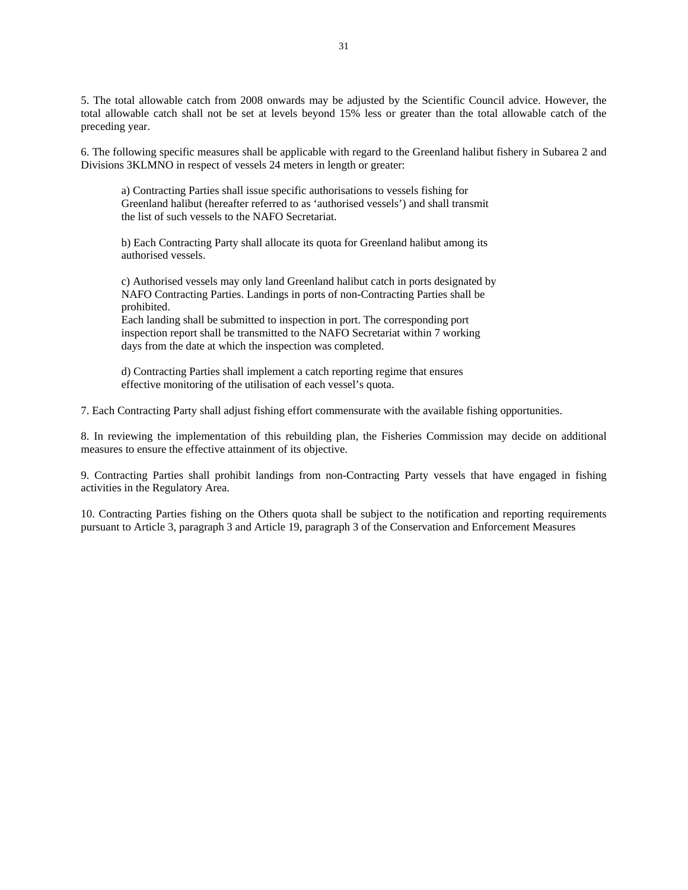5. The total allowable catch from 2008 onwards may be adjusted by the Scientific Council advice. However, the total allowable catch shall not be set at levels beyond 15% less or greater than the total allowable catch of the preceding year.

6. The following specific measures shall be applicable with regard to the Greenland halibut fishery in Subarea 2 and Divisions 3KLMNO in respect of vessels 24 meters in length or greater:

> a) Contracting Parties shall issue specific authorisations to vessels fishing for Greenland halibut (hereafter referred to as 'authorised vessels') and shall transmit the list of such vessels to the NAFO Secretariat.
>
> b) Each Contracting Party shall allocate its quota for Greenland halibut among its authorised vessels.
>
> c) Authorised vessels may only land Greenland halibut catch in ports designated by NAFO Contracting Parties. Landings in ports of non-Contracting Parties shall be prohibited.
> Each landing shall be submitted to inspection in port. The corresponding port inspection report shall be transmitted to the NAFO Secretariat within 7 working days from the date at which the inspection was completed.
>
> d) Contracting Parties shall implement a catch reporting regime that ensures effective monitoring of the utilisation of each vessel's quota.

7. Each Contracting Party shall adjust fishing effort commensurate with the available fishing opportunities.

8. In reviewing the implementation of this rebuilding plan, the Fisheries Commission may decide on additional measures to ensure the effective attainment of its objective.

9. Contracting Parties shall prohibit landings from non-Contracting Party vessels that have engaged in fishing activities in the Regulatory Area.

10. Contracting Parties fishing on the Others quota shall be subject to the notification and reporting requirements pursuant to Article 3, paragraph 3 and Article 19, paragraph 3 of the Conservation and Enforcement Measures